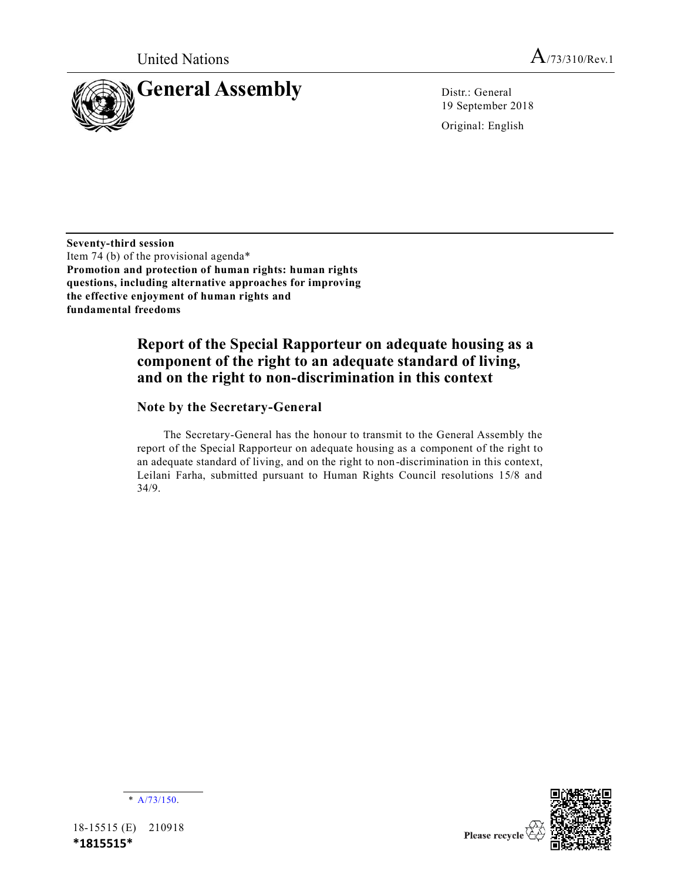United Nations

A/73/310/Rev.1

# General Assembly

Distr.: General
19 September 2018

Original: English

**Seventy-third session**
Item 74 (b) of the provisional agenda*
**Promotion and protection of human rights: human rights questions, including alternative approaches for improving the effective enjoyment of human rights and fundamental freedoms**

## Report of the Special Rapporteur on adequate housing as a component of the right to an adequate standard of living, and on the right to non-discrimination in this context

### Note by the Secretary-General

The Secretary-General has the honour to transmit to the General Assembly the report of the Special Rapporteur on adequate housing as a component of the right to an adequate standard of living, and on the right to non-discrimination in this context, Leilani Farha, submitted pursuant to Human Rights Council resolutions 15/8 and 34/9.

* A/73/150.

18-15515 (E) 210918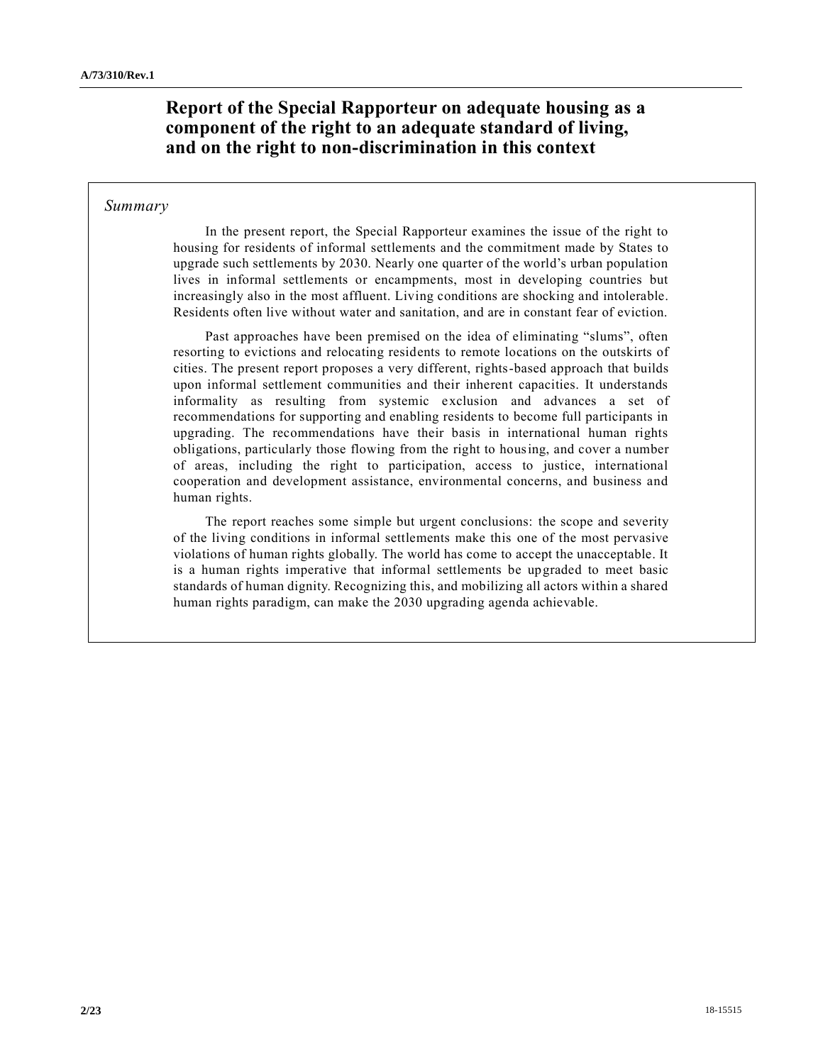# Report of the Special Rapporteur on adequate housing as a component of the right to an adequate standard of living, and on the right to non-discrimination in this context

*Summary*

In the present report, the Special Rapporteur examines the issue of the right to housing for residents of informal settlements and the commitment made by States to upgrade such settlements by 2030. Nearly one quarter of the world's urban population lives in informal settlements or encampments, most in developing countries but increasingly also in the most affluent. Living conditions are shocking and intolerable. Residents often live without water and sanitation, and are in constant fear of eviction.

Past approaches have been premised on the idea of eliminating "slums", often resorting to evictions and relocating residents to remote locations on the outskirts of cities. The present report proposes a very different, rights-based approach that builds upon informal settlement communities and their inherent capacities. It understands informality as resulting from systemic exclusion and advances a set of recommendations for supporting and enabling residents to become full participants in upgrading. The recommendations have their basis in international human rights obligations, particularly those flowing from the right to housing, and cover a number of areas, including the right to participation, access to justice, international cooperation and development assistance, environmental concerns, and business and human rights.

The report reaches some simple but urgent conclusions: the scope and severity of the living conditions in informal settlements make this one of the most pervasive violations of human rights globally. The world has come to accept the unacceptable. It is a human rights imperative that informal settlements be upgraded to meet basic standards of human dignity. Recognizing this, and mobilizing all actors within a shared human rights paradigm, can make the 2030 upgrading agenda achievable.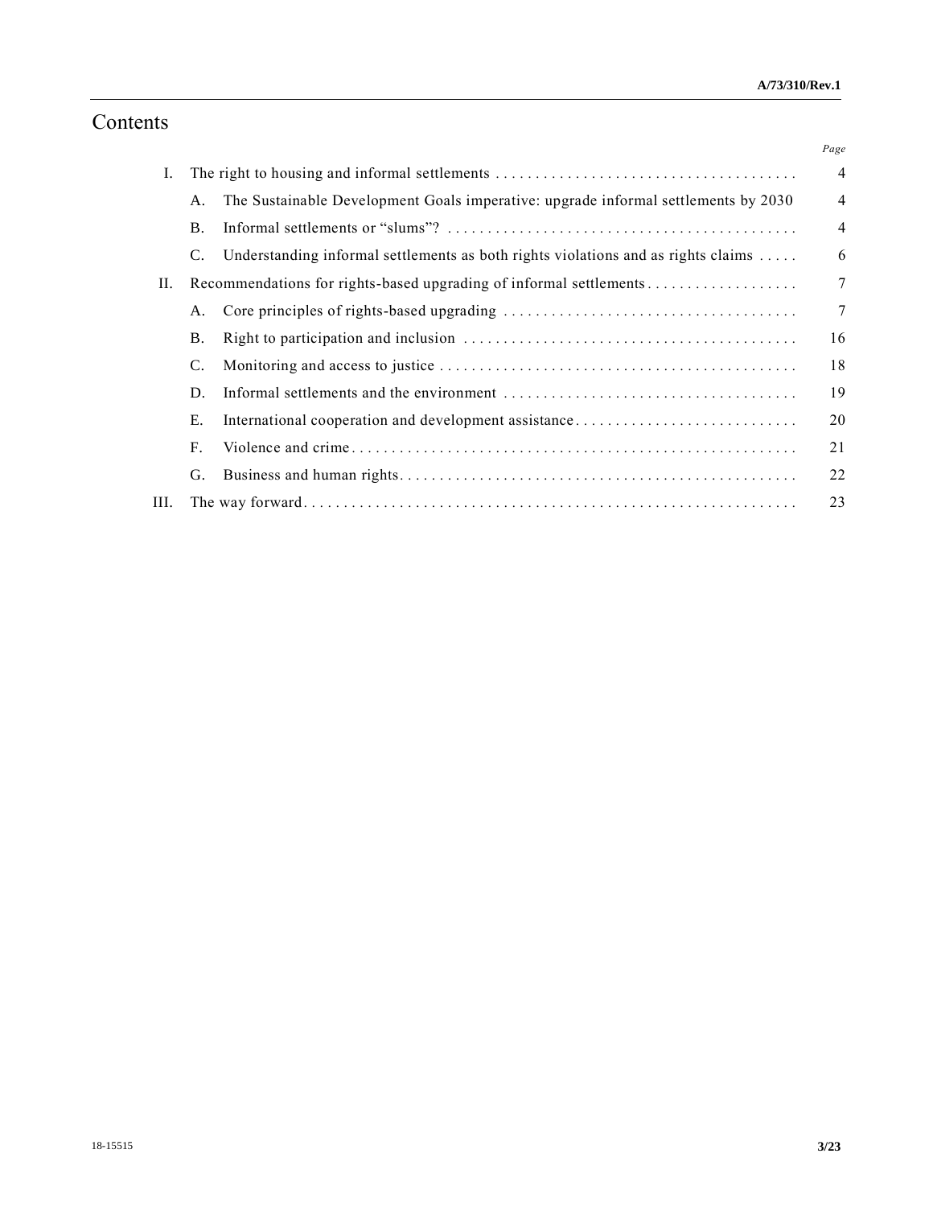# Contents

| | | | Page |
|---|---|---|---|
| I. | | The right to housing and informal settlements | 4 |
| | A. | The Sustainable Development Goals imperative: upgrade informal settlements by 2030 | 4 |
| | B. | Informal settlements or "slums"? | 4 |
| | C. | Understanding informal settlements as both rights violations and as rights claims | 6 |
| II. | | Recommendations for rights-based upgrading of informal settlements | 7 |
| | A. | Core principles of rights-based upgrading | 7 |
| | B. | Right to participation and inclusion | 16 |
| | C. | Monitoring and access to justice | 18 |
| | D. | Informal settlements and the environment | 19 |
| | E. | International cooperation and development assistance | 20 |
| | F. | Violence and crime | 21 |
| | G. | Business and human rights | 22 |
| III. | | The way forward | 23 |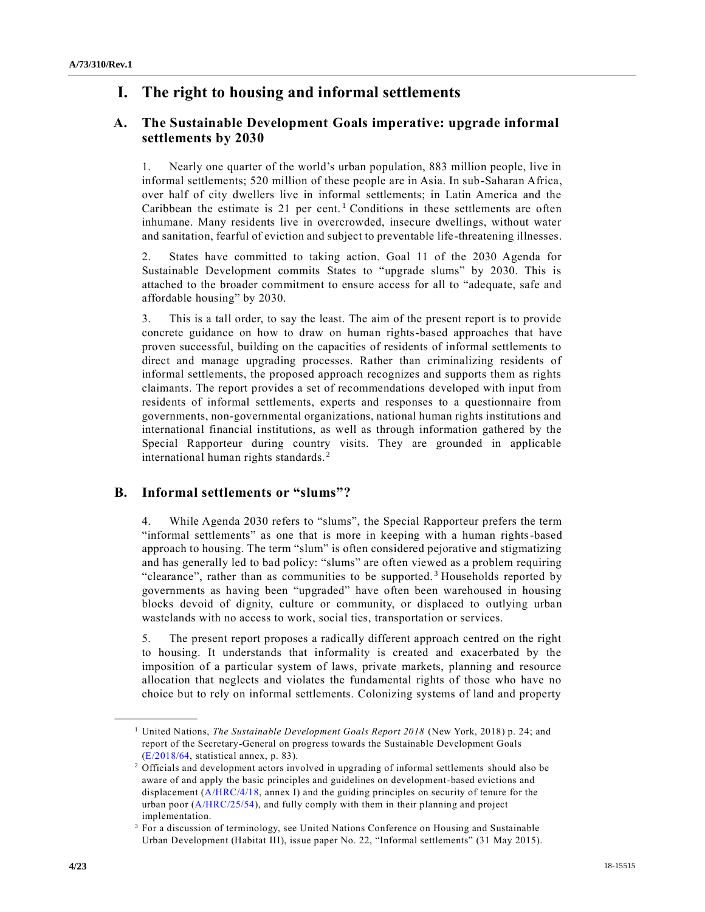# I. The right to housing and informal settlements

## A. The Sustainable Development Goals imperative: upgrade informal settlements by 2030

1. Nearly one quarter of the world's urban population, 883 million people, live in informal settlements; 520 million of these people are in Asia. In sub-Saharan Africa, over half of city dwellers live in informal settlements; in Latin America and the Caribbean the estimate is 21 per cent.[1] Conditions in these settlements are often inhumane. Many residents live in overcrowded, insecure dwellings, without water and sanitation, fearful of eviction and subject to preventable life-threatening illnesses.

2. States have committed to taking action. Goal 11 of the 2030 Agenda for Sustainable Development commits States to "upgrade slums" by 2030. This is attached to the broader commitment to ensure access for all to "adequate, safe and affordable housing" by 2030.

3. This is a tall order, to say the least. The aim of the present report is to provide concrete guidance on how to draw on human rights-based approaches that have proven successful, building on the capacities of residents of informal settlements to direct and manage upgrading processes. Rather than criminalizing residents of informal settlements, the proposed approach recognizes and supports them as rights claimants. The report provides a set of recommendations developed with input from residents of informal settlements, experts and responses to a questionnaire from governments, non-governmental organizations, national human rights institutions and international financial institutions, as well as through information gathered by the Special Rapporteur during country visits. They are grounded in applicable international human rights standards.[2]

## B. Informal settlements or "slums"?

4. While Agenda 2030 refers to "slums", the Special Rapporteur prefers the term "informal settlements" as one that is more in keeping with a human rights-based approach to housing. The term "slum" is often considered pejorative and stigmatizing and has generally led to bad policy: "slums" are often viewed as a problem requiring "clearance", rather than as communities to be supported.[3] Households reported by governments as having been "upgraded" have often been warehoused in housing blocks devoid of dignity, culture or community, or displaced to outlying urban wastelands with no access to work, social ties, transportation or services.

5. The present report proposes a radically different approach centred on the right to housing. It understands that informality is created and exacerbated by the imposition of a particular system of laws, private markets, planning and resource allocation that neglects and violates the fundamental rights of those who have no choice but to rely on informal settlements. Colonizing systems of land and property

---

[1] United Nations, *The Sustainable Development Goals Report 2018* (New York, 2018) p. 24; and report of the Secretary-General on progress towards the Sustainable Development Goals (E/2018/64, statistical annex, p. 83).

[2] Officials and development actors involved in upgrading of informal settlements should also be aware of and apply the basic principles and guidelines on development-based evictions and displacement (A/HRC/4/18, annex I) and the guiding principles on security of tenure for the urban poor (A/HRC/25/54), and fully comply with them in their planning and project implementation.

[3] For a discussion of terminology, see United Nations Conference on Housing and Sustainable Urban Development (Habitat III), issue paper No. 22, "Informal settlements" (31 May 2015).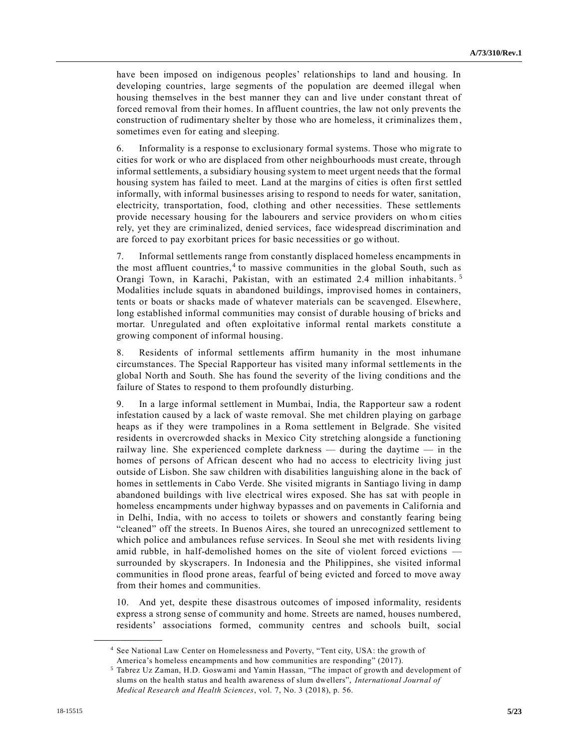have been imposed on indigenous peoples' relationships to land and housing. In developing countries, large segments of the population are deemed illegal when housing themselves in the best manner they can and live under constant threat of forced removal from their homes. In affluent countries, the law not only prevents the construction of rudimentary shelter by those who are homeless, it criminalizes them, sometimes even for eating and sleeping.

6. Informality is a response to exclusionary formal systems. Those who migrate to cities for work or who are displaced from other neighbourhoods must create, through informal settlements, a subsidiary housing system to meet urgent needs that the formal housing system has failed to meet. Land at the margins of cities is often first settled informally, with informal businesses arising to respond to needs for water, sanitation, electricity, transportation, food, clothing and other necessities. These settlements provide necessary housing for the labourers and service providers on whom cities rely, yet they are criminalized, denied services, face widespread discrimination and are forced to pay exorbitant prices for basic necessities or go without.

7. Informal settlements range from constantly displaced homeless encampments in the most affluent countries,[4] to massive communities in the global South, such as Orangi Town, in Karachi, Pakistan, with an estimated 2.4 million inhabitants.[5] Modalities include squats in abandoned buildings, improvised homes in containers, tents or boats or shacks made of whatever materials can be scavenged. Elsewhere, long established informal communities may consist of durable housing of bricks and mortar. Unregulated and often exploitative informal rental markets constitute a growing component of informal housing.

8. Residents of informal settlements affirm humanity in the most inhumane circumstances. The Special Rapporteur has visited many informal settlements in the global North and South. She has found the severity of the living conditions and the failure of States to respond to them profoundly disturbing.

9. In a large informal settlement in Mumbai, India, the Rapporteur saw a rodent infestation caused by a lack of waste removal. She met children playing on garbage heaps as if they were trampolines in a Roma settlement in Belgrade. She visited residents in overcrowded shacks in Mexico City stretching alongside a functioning railway line. She experienced complete darkness — during the daytime — in the homes of persons of African descent who had no access to electricity living just outside of Lisbon. She saw children with disabilities languishing alone in the back of homes in settlements in Cabo Verde. She visited migrants in Santiago living in damp abandoned buildings with live electrical wires exposed. She has sat with people in homeless encampments under highway bypasses and on pavements in California and in Delhi, India, with no access to toilets or showers and constantly fearing being "cleaned" off the streets. In Buenos Aires, she toured an unrecognized settlement to which police and ambulances refuse services. In Seoul she met with residents living amid rubble, in half-demolished homes on the site of violent forced evictions — surrounded by skyscrapers. In Indonesia and the Philippines, she visited informal communities in flood prone areas, fearful of being evicted and forced to move away from their homes and communities.

10. And yet, despite these disastrous outcomes of imposed informality, residents express a strong sense of community and home. Streets are named, houses numbered, residents' associations formed, community centres and schools built, social

---

[4] See National Law Center on Homelessness and Poverty, "Tent city, USA: the growth of America's homeless encampments and how communities are responding" (2017).

[5] Tabrez Uz Zaman, H.D. Goswami and Yamin Hassan, "The impact of growth and development of slums on the health status and health awareness of slum dwellers", *International Journal of Medical Research and Health Sciences*, vol. 7, No. 3 (2018), p. 56.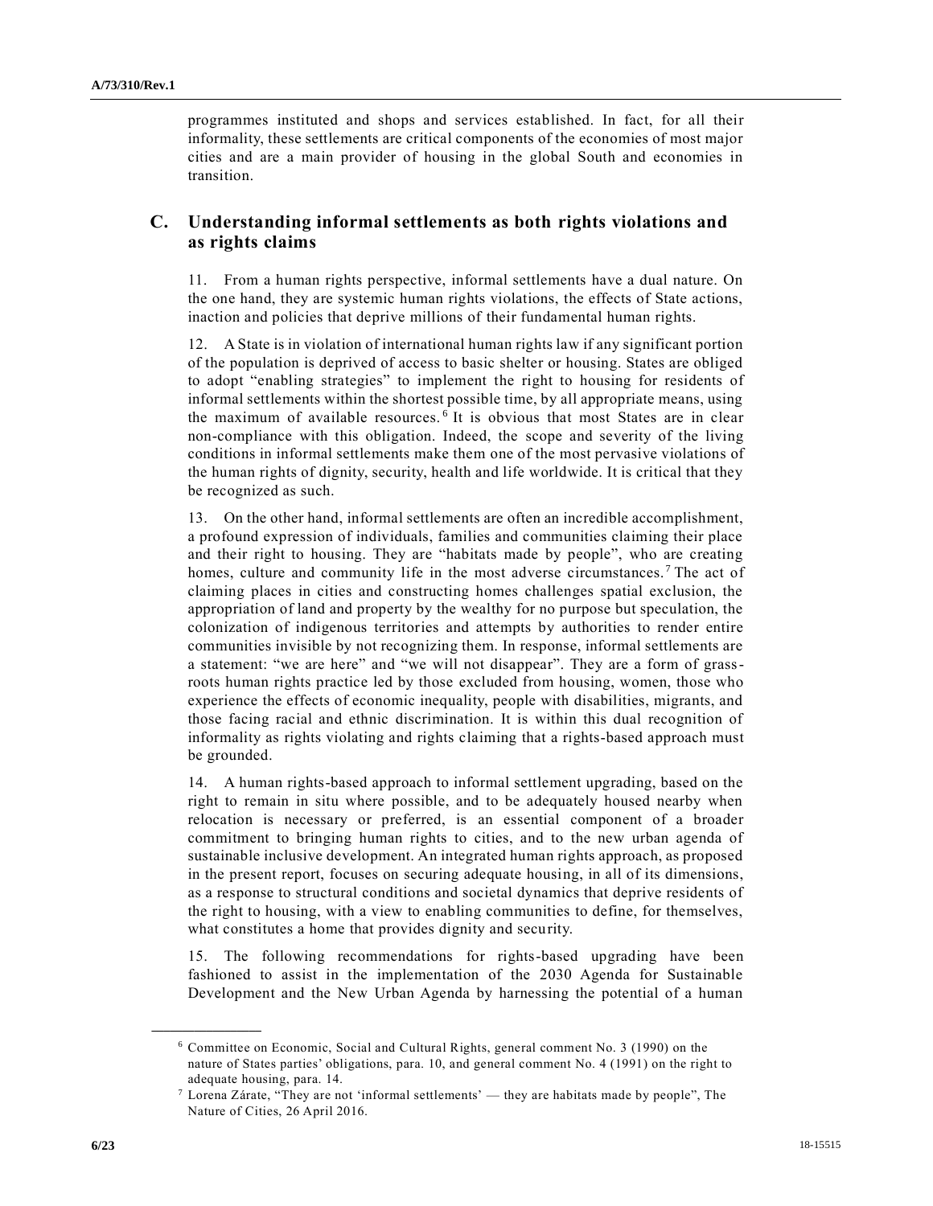programmes instituted and shops and services established. In fact, for all their informality, these settlements are critical components of the economies of most major cities and are a main provider of housing in the global South and economies in transition.

## C. Understanding informal settlements as both rights violations and as rights claims

11. From a human rights perspective, informal settlements have a dual nature. On the one hand, they are systemic human rights violations, the effects of State actions, inaction and policies that deprive millions of their fundamental human rights.

12. A State is in violation of international human rights law if any significant portion of the population is deprived of access to basic shelter or housing. States are obliged to adopt "enabling strategies" to implement the right to housing for residents of informal settlements within the shortest possible time, by all appropriate means, using the maximum of available resources.[6] It is obvious that most States are in clear non-compliance with this obligation. Indeed, the scope and severity of the living conditions in informal settlements make them one of the most pervasive violations of the human rights of dignity, security, health and life worldwide. It is critical that they be recognized as such.

13. On the other hand, informal settlements are often an incredible accomplishment, a profound expression of individuals, families and communities claiming their place and their right to housing. They are "habitats made by people", who are creating homes, culture and community life in the most adverse circumstances.[7] The act of claiming places in cities and constructing homes challenges spatial exclusion, the appropriation of land and property by the wealthy for no purpose but speculation, the colonization of indigenous territories and attempts by authorities to render entire communities invisible by not recognizing them. In response, informal settlements are a statement: "we are here" and "we will not disappear". They are a form of grass-roots human rights practice led by those excluded from housing, women, those who experience the effects of economic inequality, people with disabilities, migrants, and those facing racial and ethnic discrimination. It is within this dual recognition of informality as rights violating and rights claiming that a rights-based approach must be grounded.

14. A human rights-based approach to informal settlement upgrading, based on the right to remain in situ where possible, and to be adequately housed nearby when relocation is necessary or preferred, is an essential component of a broader commitment to bringing human rights to cities, and to the new urban agenda of sustainable inclusive development. An integrated human rights approach, as proposed in the present report, focuses on securing adequate housing, in all of its dimensions, as a response to structural conditions and societal dynamics that deprive residents of the right to housing, with a view to enabling communities to define, for themselves, what constitutes a home that provides dignity and security.

15. The following recommendations for rights-based upgrading have been fashioned to assist in the implementation of the 2030 Agenda for Sustainable Development and the New Urban Agenda by harnessing the potential of a human

---

[6] Committee on Economic, Social and Cultural Rights, general comment No. 3 (1990) on the nature of States parties' obligations, para. 10, and general comment No. 4 (1991) on the right to adequate housing, para. 14.

[7] Lorena Zárate, "They are not 'informal settlements' — they are habitats made by people", The Nature of Cities, 26 April 2016.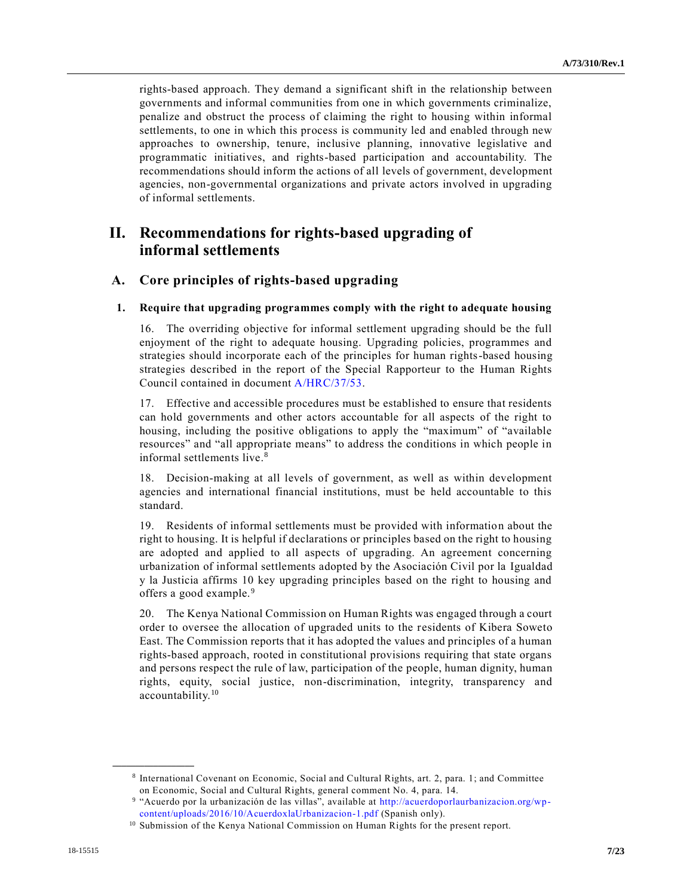rights-based approach. They demand a significant shift in the relationship between governments and informal communities from one in which governments criminalize, penalize and obstruct the process of claiming the right to housing within informal settlements, to one in which this process is community led and enabled through new approaches to ownership, tenure, inclusive planning, innovative legislative and programmatic initiatives, and rights-based participation and accountability. The recommendations should inform the actions of all levels of government, development agencies, non-governmental organizations and private actors involved in upgrading of informal settlements.

# II. Recommendations for rights-based upgrading of informal settlements

## A. Core principles of rights-based upgrading

### 1. Require that upgrading programmes comply with the right to adequate housing

16. The overriding objective for informal settlement upgrading should be the full enjoyment of the right to adequate housing. Upgrading policies, programmes and strategies should incorporate each of the principles for human rights-based housing strategies described in the report of the Special Rapporteur to the Human Rights Council contained in document A/HRC/37/53.

17. Effective and accessible procedures must be established to ensure that residents can hold governments and other actors accountable for all aspects of the right to housing, including the positive obligations to apply the "maximum" of "available resources" and "all appropriate means" to address the conditions in which people in informal settlements live.[8]

18. Decision-making at all levels of government, as well as within development agencies and international financial institutions, must be held accountable to this standard.

19. Residents of informal settlements must be provided with information about the right to housing. It is helpful if declarations or principles based on the right to housing are adopted and applied to all aspects of upgrading. An agreement concerning urbanization of informal settlements adopted by the Asociación Civil por la Igualdad y la Justicia affirms 10 key upgrading principles based on the right to housing and offers a good example.[9]

20. The Kenya National Commission on Human Rights was engaged through a court order to oversee the allocation of upgraded units to the residents of Kibera Soweto East. The Commission reports that it has adopted the values and principles of a human rights-based approach, rooted in constitutional provisions requiring that state organs and persons respect the rule of law, participation of the people, human dignity, human rights, equity, social justice, non-discrimination, integrity, transparency and accountability.[10]

---

[8] International Covenant on Economic, Social and Cultural Rights, art. 2, para. 1; and Committee on Economic, Social and Cultural Rights, general comment No. 4, para. 14.

[9] "Acuerdo por la urbanización de las villas", available at http://acuerdoporlaurbanizacion.org/wp-content/uploads/2016/10/AcuerdoxlaUrbanizacion-1.pdf (Spanish only).

[10] Submission of the Kenya National Commission on Human Rights for the present report.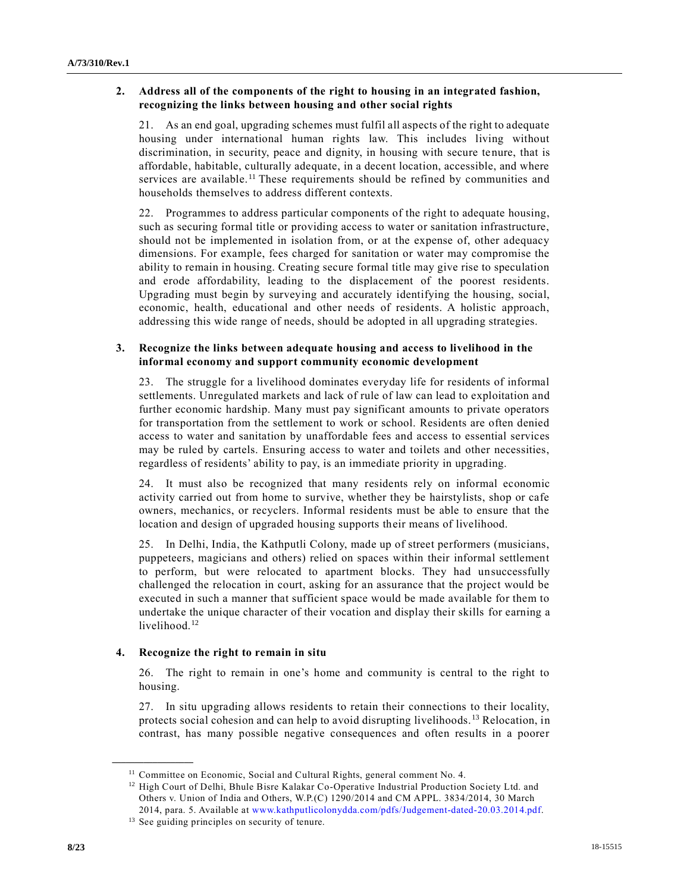### 2. Address all of the components of the right to housing in an integrated fashion, recognizing the links between housing and other social rights

21. As an end goal, upgrading schemes must fulfil all aspects of the right to adequate housing under international human rights law. This includes living without discrimination, in security, peace and dignity, in housing with secure tenure, that is affordable, habitable, culturally adequate, in a decent location, accessible, and where services are available.[11] These requirements should be refined by communities and households themselves to address different contexts.

22. Programmes to address particular components of the right to adequate housing, such as securing formal title or providing access to water or sanitation infrastructure, should not be implemented in isolation from, or at the expense of, other adequacy dimensions. For example, fees charged for sanitation or water may compromise the ability to remain in housing. Creating secure formal title may give rise to speculation and erode affordability, leading to the displacement of the poorest residents. Upgrading must begin by surveying and accurately identifying the housing, social, economic, health, educational and other needs of residents. A holistic approach, addressing this wide range of needs, should be adopted in all upgrading strategies.

### 3. Recognize the links between adequate housing and access to livelihood in the informal economy and support community economic development

23. The struggle for a livelihood dominates everyday life for residents of informal settlements. Unregulated markets and lack of rule of law can lead to exploitation and further economic hardship. Many must pay significant amounts to private operators for transportation from the settlement to work or school. Residents are often denied access to water and sanitation by unaffordable fees and access to essential services may be ruled by cartels. Ensuring access to water and toilets and other necessities, regardless of residents' ability to pay, is an immediate priority in upgrading.

24. It must also be recognized that many residents rely on informal economic activity carried out from home to survive, whether they be hairstylists, shop or cafe owners, mechanics, or recyclers. Informal residents must be able to ensure that the location and design of upgraded housing supports their means of livelihood.

25. In Delhi, India, the Kathputli Colony, made up of street performers (musicians, puppeteers, magicians and others) relied on spaces within their informal settlement to perform, but were relocated to apartment blocks. They had unsuccessfully challenged the relocation in court, asking for an assurance that the project would be executed in such a manner that sufficient space would be made available for them to undertake the unique character of their vocation and display their skills for earning a livelihood.[12]

### 4. Recognize the right to remain in situ

26. The right to remain in one's home and community is central to the right to housing.

27. In situ upgrading allows residents to retain their connections to their locality, protects social cohesion and can help to avoid disrupting livelihoods.[13] Relocation, in contrast, has many possible negative consequences and often results in a poorer

---

[11] Committee on Economic, Social and Cultural Rights, general comment No. 4.

[12] High Court of Delhi, Bhule Bisre Kalakar Co-Operative Industrial Production Society Ltd. and Others v. Union of India and Others, W.P.(C) 1290/2014 and CM APPL. 3834/2014, 30 March 2014, para. 5. Available at www.kathputlicolonydda.com/pdfs/Judgement-dated-20.03.2014.pdf.

[13] See guiding principles on security of tenure.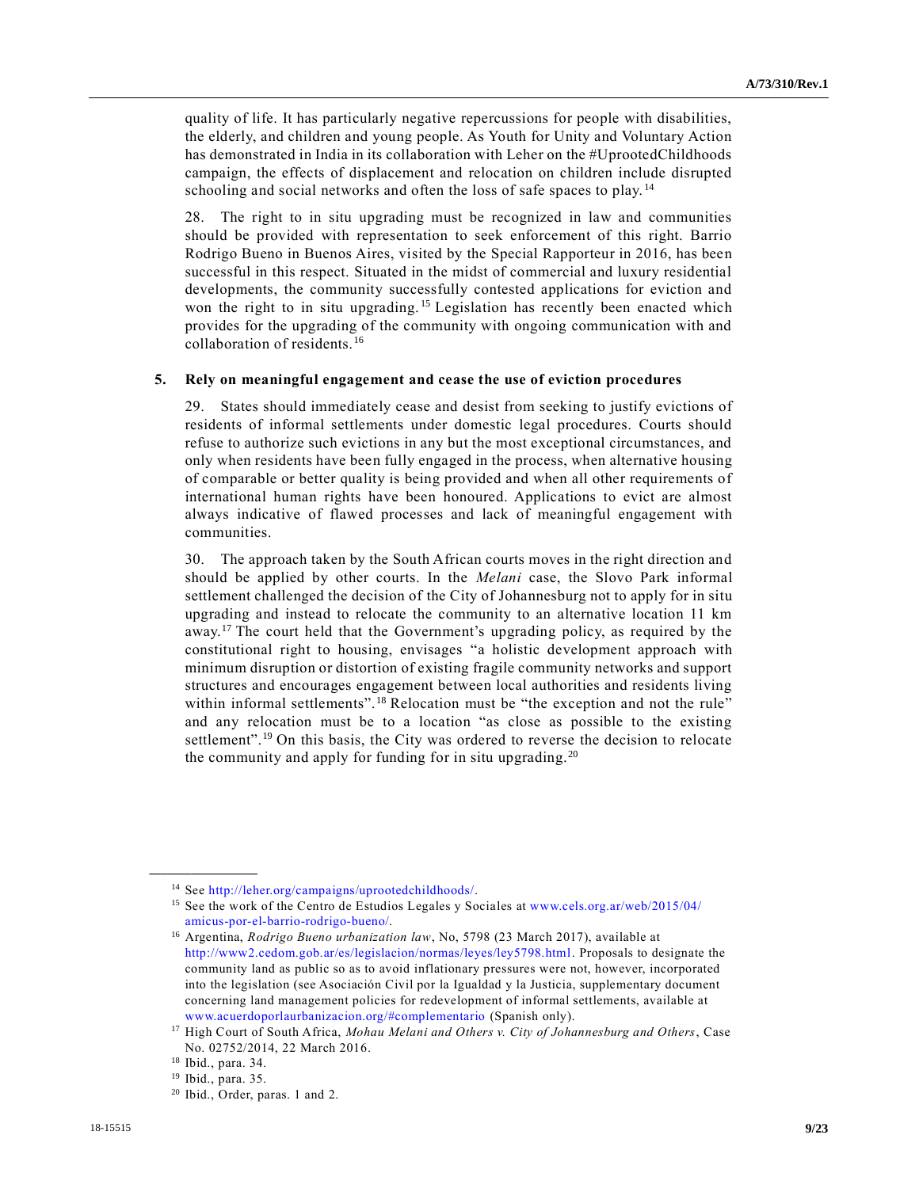quality of life. It has particularly negative repercussions for people with disabilities, the elderly, and children and young people. As Youth for Unity and Voluntary Action has demonstrated in India in its collaboration with Leher on the #UprootedChildhoods campaign, the effects of displacement and relocation on children include disrupted schooling and social networks and often the loss of safe spaces to play.[14]

28. The right to in situ upgrading must be recognized in law and communities should be provided with representation to seek enforcement of this right. Barrio Rodrigo Bueno in Buenos Aires, visited by the Special Rapporteur in 2016, has been successful in this respect. Situated in the midst of commercial and luxury residential developments, the community successfully contested applications for eviction and won the right to in situ upgrading.[15] Legislation has recently been enacted which provides for the upgrading of the community with ongoing communication with and collaboration of residents.[16]

### 5. Rely on meaningful engagement and cease the use of eviction procedures

29. States should immediately cease and desist from seeking to justify evictions of residents of informal settlements under domestic legal procedures. Courts should refuse to authorize such evictions in any but the most exceptional circumstances, and only when residents have been fully engaged in the process, when alternative housing of comparable or better quality is being provided and when all other requirements of international human rights have been honoured. Applications to evict are almost always indicative of flawed processes and lack of meaningful engagement with communities.

30. The approach taken by the South African courts moves in the right direction and should be applied by other courts. In the *Melani* case, the Slovo Park informal settlement challenged the decision of the City of Johannesburg not to apply for in situ upgrading and instead to relocate the community to an alternative location 11 km away.[17] The court held that the Government's upgrading policy, as required by the constitutional right to housing, envisages "a holistic development approach with minimum disruption or distortion of existing fragile community networks and support structures and encourages engagement between local authorities and residents living within informal settlements".[18] Relocation must be "the exception and not the rule" and any relocation must be to a location "as close as possible to the existing settlement".[19] On this basis, the City was ordered to reverse the decision to relocate the community and apply for funding for in situ upgrading.[20]

---

[14] See http://leher.org/campaigns/uprootedchildhoods/.

[15] See the work of the Centro de Estudios Legales y Sociales at www.cels.org.ar/web/2015/04/amicus-por-el-barrio-rodrigo-bueno/.

[16] Argentina, *Rodrigo Bueno urbanization law*, No, 5798 (23 March 2017), available at http://www2.cedom.gob.ar/es/legislacion/normas/leyes/ley5798.html. Proposals to designate the community land as public so as to avoid inflationary pressures were not, however, incorporated into the legislation (see Asociación Civil por la Igualdad y la Justicia, supplementary document concerning land management policies for redevelopment of informal settlements, available at www.acuerdoporlaurbanizacion.org/#complementario (Spanish only).

[17] High Court of South Africa, *Mohau Melani and Others v. City of Johannesburg and Others*, Case No. 02752/2014, 22 March 2016.

[18] Ibid., para. 34.

[19] Ibid., para. 35.

[20] Ibid., Order, paras. 1 and 2.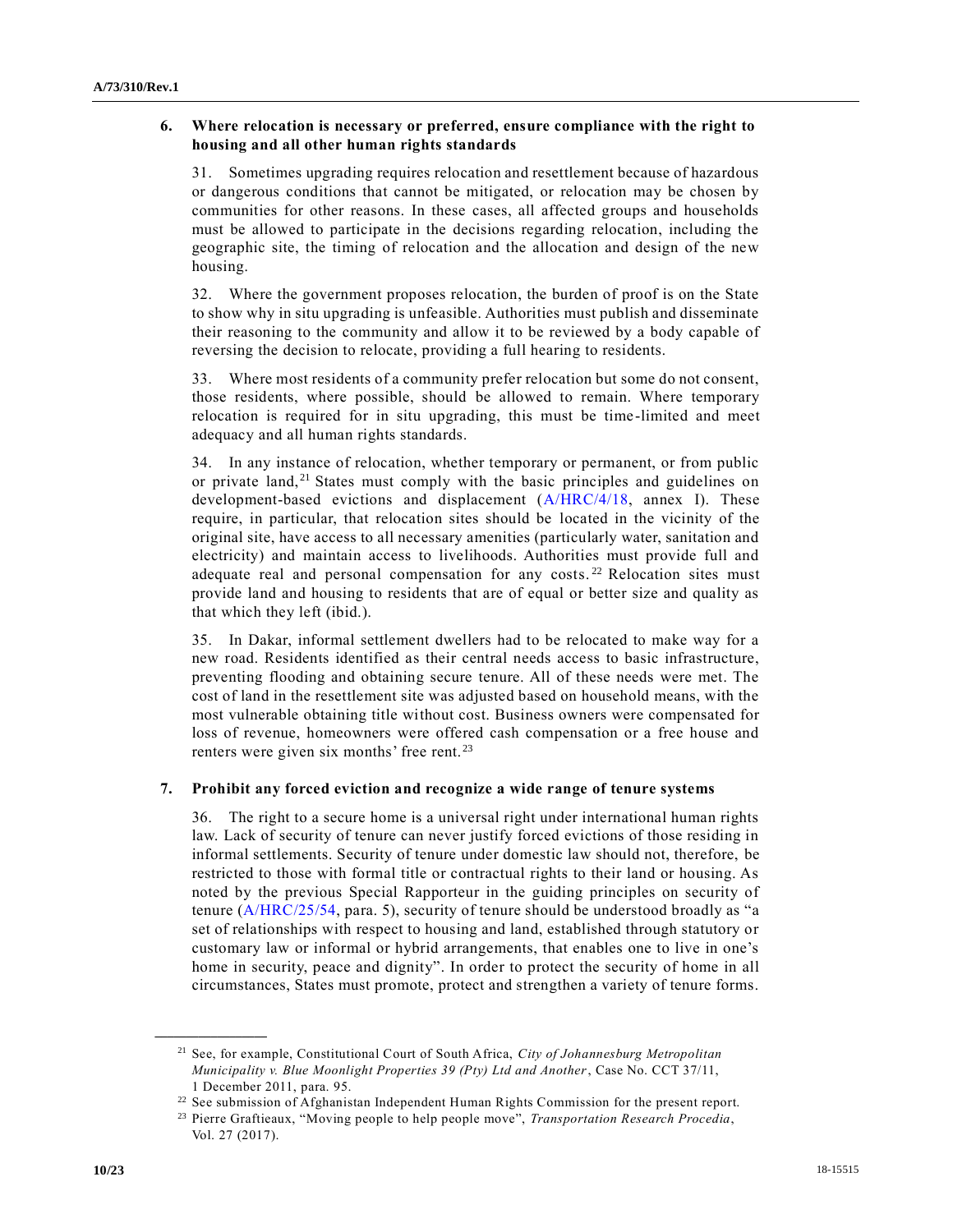### 6. Where relocation is necessary or preferred, ensure compliance with the right to housing and all other human rights standards

31. Sometimes upgrading requires relocation and resettlement because of hazardous or dangerous conditions that cannot be mitigated, or relocation may be chosen by communities for other reasons. In these cases, all affected groups and households must be allowed to participate in the decisions regarding relocation, including the geographic site, the timing of relocation and the allocation and design of the new housing.

32. Where the government proposes relocation, the burden of proof is on the State to show why in situ upgrading is unfeasible. Authorities must publish and disseminate their reasoning to the community and allow it to be reviewed by a body capable of reversing the decision to relocate, providing a full hearing to residents.

33. Where most residents of a community prefer relocation but some do not consent, those residents, where possible, should be allowed to remain. Where temporary relocation is required for in situ upgrading, this must be time-limited and meet adequacy and all human rights standards.

34. In any instance of relocation, whether temporary or permanent, or from public or private land,[21] States must comply with the basic principles and guidelines on development-based evictions and displacement (A/HRC/4/18, annex I). These require, in particular, that relocation sites should be located in the vicinity of the original site, have access to all necessary amenities (particularly water, sanitation and electricity) and maintain access to livelihoods. Authorities must provide full and adequate real and personal compensation for any costs.[22] Relocation sites must provide land and housing to residents that are of equal or better size and quality as that which they left (ibid.).

35. In Dakar, informal settlement dwellers had to be relocated to make way for a new road. Residents identified as their central needs access to basic infrastructure, preventing flooding and obtaining secure tenure. All of these needs were met. The cost of land in the resettlement site was adjusted based on household means, with the most vulnerable obtaining title without cost. Business owners were compensated for loss of revenue, homeowners were offered cash compensation or a free house and renters were given six months' free rent.[23]

### 7. Prohibit any forced eviction and recognize a wide range of tenure systems

36. The right to a secure home is a universal right under international human rights law. Lack of security of tenure can never justify forced evictions of those residing in informal settlements. Security of tenure under domestic law should not, therefore, be restricted to those with formal title or contractual rights to their land or housing. As noted by the previous Special Rapporteur in the guiding principles on security of tenure (A/HRC/25/54, para. 5), security of tenure should be understood broadly as "a set of relationships with respect to housing and land, established through statutory or customary law or informal or hybrid arrangements, that enables one to live in one's home in security, peace and dignity". In order to protect the security of home in all circumstances, States must promote, protect and strengthen a variety of tenure forms.

---

[21] See, for example, Constitutional Court of South Africa, *City of Johannesburg Metropolitan Municipality v. Blue Moonlight Properties 39 (Pty) Ltd and Another*, Case No. CCT 37/11, 1 December 2011, para. 95.

[22] See submission of Afghanistan Independent Human Rights Commission for the present report.

[23] Pierre Graftieaux, "Moving people to help people move", *Transportation Research Procedia*, Vol. 27 (2017).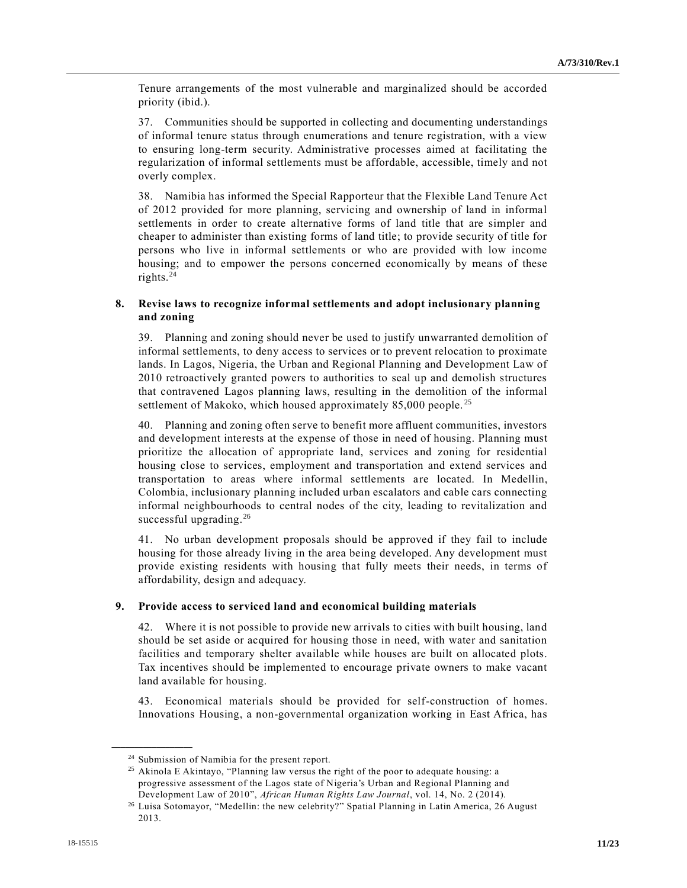Tenure arrangements of the most vulnerable and marginalized should be accorded priority (ibid.).

37. Communities should be supported in collecting and documenting understandings of informal tenure status through enumerations and tenure registration, with a view to ensuring long-term security. Administrative processes aimed at facilitating the regularization of informal settlements must be affordable, accessible, timely and not overly complex.

38. Namibia has informed the Special Rapporteur that the Flexible Land Tenure Act of 2012 provided for more planning, servicing and ownership of land in informal settlements in order to create alternative forms of land title that are simpler and cheaper to administer than existing forms of land title; to provide security of title for persons who live in informal settlements or who are provided with low income housing; and to empower the persons concerned economically by means of these rights.[24]

### 8. Revise laws to recognize informal settlements and adopt inclusionary planning and zoning

39. Planning and zoning should never be used to justify unwarranted demolition of informal settlements, to deny access to services or to prevent relocation to proximate lands. In Lagos, Nigeria, the Urban and Regional Planning and Development Law of 2010 retroactively granted powers to authorities to seal up and demolish structures that contravened Lagos planning laws, resulting in the demolition of the informal settlement of Makoko, which housed approximately 85,000 people.[25]

40. Planning and zoning often serve to benefit more affluent communities, investors and development interests at the expense of those in need of housing. Planning must prioritize the allocation of appropriate land, services and zoning for residential housing close to services, employment and transportation and extend services and transportation to areas where informal settlements are located. In Medellin, Colombia, inclusionary planning included urban escalators and cable cars connecting informal neighbourhoods to central nodes of the city, leading to revitalization and successful upgrading.[26]

41. No urban development proposals should be approved if they fail to include housing for those already living in the area being developed. Any development must provide existing residents with housing that fully meets their needs, in terms of affordability, design and adequacy.

### 9. Provide access to serviced land and economical building materials

42. Where it is not possible to provide new arrivals to cities with built housing, land should be set aside or acquired for housing those in need, with water and sanitation facilities and temporary shelter available while houses are built on allocated plots. Tax incentives should be implemented to encourage private owners to make vacant land available for housing.

43. Economical materials should be provided for self-construction of homes. Innovations Housing, a non-governmental organization working in East Africa, has

---

[24] Submission of Namibia for the present report.

[25] Akinola E Akintayo, "Planning law versus the right of the poor to adequate housing: a progressive assessment of the Lagos state of Nigeria's Urban and Regional Planning and Development Law of 2010", *African Human Rights Law Journal*, vol. 14, No. 2 (2014).

[26] Luisa Sotomayor, "Medellin: the new celebrity?" Spatial Planning in Latin America, 26 August 2013.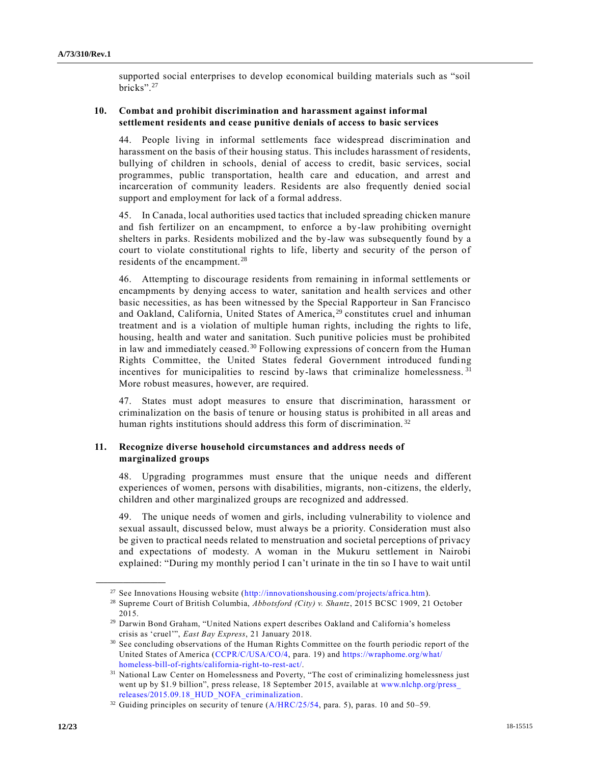supported social enterprises to develop economical building materials such as "soil bricks".[27]

### 10. Combat and prohibit discrimination and harassment against informal settlement residents and cease punitive denials of access to basic services

44. People living in informal settlements face widespread discrimination and harassment on the basis of their housing status. This includes harassment of residents, bullying of children in schools, denial of access to credit, basic services, social programmes, public transportation, health care and education, and arrest and incarceration of community leaders. Residents are also frequently denied social support and employment for lack of a formal address.

45. In Canada, local authorities used tactics that included spreading chicken manure and fish fertilizer on an encampment, to enforce a by-law prohibiting overnight shelters in parks. Residents mobilized and the by-law was subsequently found by a court to violate constitutional rights to life, liberty and security of the person of residents of the encampment.[28]

46. Attempting to discourage residents from remaining in informal settlements or encampments by denying access to water, sanitation and health services and other basic necessities, as has been witnessed by the Special Rapporteur in San Francisco and Oakland, California, United States of America,[29] constitutes cruel and inhuman treatment and is a violation of multiple human rights, including the rights to life, housing, health and water and sanitation. Such punitive policies must be prohibited in law and immediately ceased.[30] Following expressions of concern from the Human Rights Committee, the United States federal Government introduced funding incentives for municipalities to rescind by-laws that criminalize homelessness.[31] More robust measures, however, are required.

47. States must adopt measures to ensure that discrimination, harassment or criminalization on the basis of tenure or housing status is prohibited in all areas and human rights institutions should address this form of discrimination.[32]

### 11. Recognize diverse household circumstances and address needs of marginalized groups

48. Upgrading programmes must ensure that the unique needs and different experiences of women, persons with disabilities, migrants, non-citizens, the elderly, children and other marginalized groups are recognized and addressed.

49. The unique needs of women and girls, including vulnerability to violence and sexual assault, discussed below, must always be a priority. Consideration must also be given to practical needs related to menstruation and societal perceptions of privacy and expectations of modesty. A woman in the Mukuru settlement in Nairobi explained: "During my monthly period I can't urinate in the tin so I have to wait until

---

[27] See Innovations Housing website (http://innovationshousing.com/projects/africa.htm).

[28] Supreme Court of British Columbia, *Abbotsford (City) v. Shantz*, 2015 BCSC 1909, 21 October 2015.

[29] Darwin Bond Graham, "United Nations expert describes Oakland and California's homeless crisis as 'cruel'", *East Bay Express*, 21 January 2018.

[30] See concluding observations of the Human Rights Committee on the fourth periodic report of the United States of America (CCPR/C/USA/CO/4, para. 19) and https://wraphome.org/what/homeless-bill-of-rights/california-right-to-rest-act/.

[31] National Law Center on Homelessness and Poverty, "The cost of criminalizing homelessness just went up by $1.9 billion", press release, 18 September 2015, available at www.nlchp.org/press_releases/2015.09.18_HUD_NOFA_criminalization.

[32] Guiding principles on security of tenure (A/HRC/25/54, para. 5), paras. 10 and 50–59.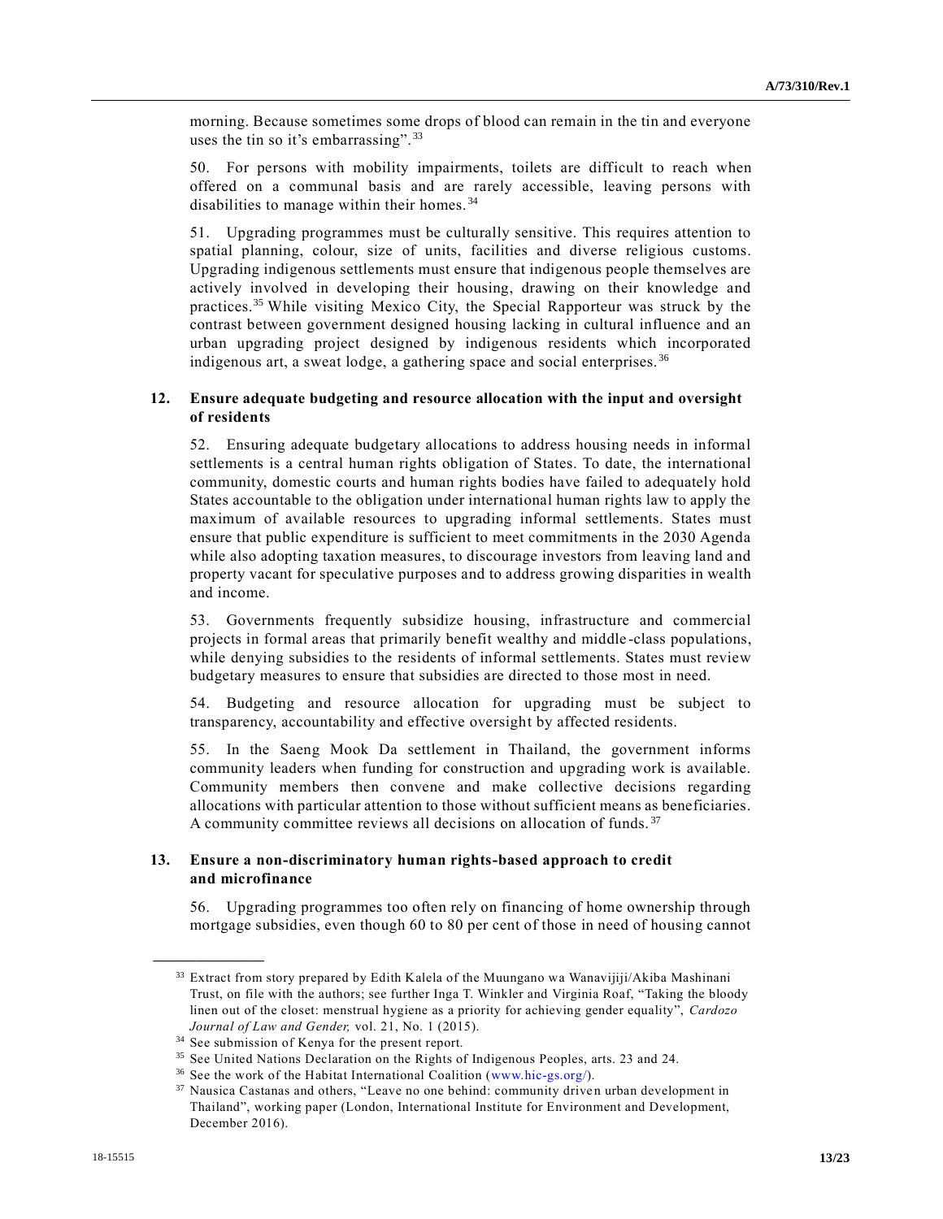morning. Because sometimes some drops of blood can remain in the tin and everyone uses the tin so it's embarrassing".[33]

50. For persons with mobility impairments, toilets are difficult to reach when offered on a communal basis and are rarely accessible, leaving persons with disabilities to manage within their homes.[34]

51. Upgrading programmes must be culturally sensitive. This requires attention to spatial planning, colour, size of units, facilities and diverse religious customs. Upgrading indigenous settlements must ensure that indigenous people themselves are actively involved in developing their housing, drawing on their knowledge and practices.[35] While visiting Mexico City, the Special Rapporteur was struck by the contrast between government designed housing lacking in cultural influence and an urban upgrading project designed by indigenous residents which incorporated indigenous art, a sweat lodge, a gathering space and social enterprises.[36]

### 12. Ensure adequate budgeting and resource allocation with the input and oversight of residents

52. Ensuring adequate budgetary allocations to address housing needs in informal settlements is a central human rights obligation of States. To date, the international community, domestic courts and human rights bodies have failed to adequately hold States accountable to the obligation under international human rights law to apply the maximum of available resources to upgrading informal settlements. States must ensure that public expenditure is sufficient to meet commitments in the 2030 Agenda while also adopting taxation measures, to discourage investors from leaving land and property vacant for speculative purposes and to address growing disparities in wealth and income.

53. Governments frequently subsidize housing, infrastructure and commercial projects in formal areas that primarily benefit wealthy and middle-class populations, while denying subsidies to the residents of informal settlements. States must review budgetary measures to ensure that subsidies are directed to those most in need.

54. Budgeting and resource allocation for upgrading must be subject to transparency, accountability and effective oversight by affected residents.

55. In the Saeng Mook Da settlement in Thailand, the government informs community leaders when funding for construction and upgrading work is available. Community members then convene and make collective decisions regarding allocations with particular attention to those without sufficient means as beneficiaries. A community committee reviews all decisions on allocation of funds.[37]

### 13. Ensure a non-discriminatory human rights-based approach to credit and microfinance

56. Upgrading programmes too often rely on financing of home ownership through mortgage subsidies, even though 60 to 80 per cent of those in need of housing cannot

---

[33] Extract from story prepared by Edith Kalela of the Muungano wa Wanavijiji/Akiba Mashinani Trust, on file with the authors; see further Inga T. Winkler and Virginia Roaf, "Taking the bloody linen out of the closet: menstrual hygiene as a priority for achieving gender equality", *Cardozo Journal of Law and Gender,* vol. 21, No. 1 (2015).

[34] See submission of Kenya for the present report.

[35] See United Nations Declaration on the Rights of Indigenous Peoples, arts. 23 and 24.

[36] See the work of the Habitat International Coalition (www.hic-gs.org/).

[37] Nausica Castanas and others, "Leave no one behind: community driven urban development in Thailand", working paper (London, International Institute for Environment and Development, December 2016).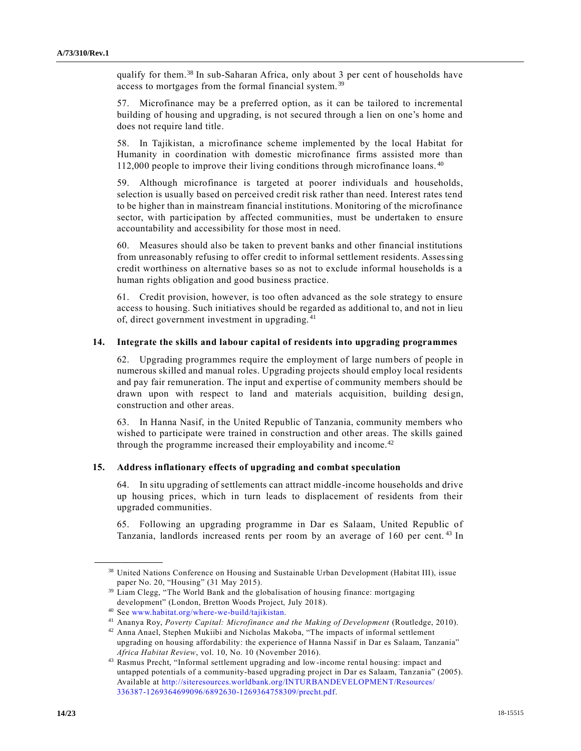qualify for them.[38] In sub-Saharan Africa, only about 3 per cent of households have access to mortgages from the formal financial system.[39]

57. Microfinance may be a preferred option, as it can be tailored to incremental building of housing and upgrading, is not secured through a lien on one's home and does not require land title.

58. In Tajikistan, a microfinance scheme implemented by the local Habitat for Humanity in coordination with domestic microfinance firms assisted more than 112,000 people to improve their living conditions through microfinance loans.[40]

59. Although microfinance is targeted at poorer individuals and households, selection is usually based on perceived credit risk rather than need. Interest rates tend to be higher than in mainstream financial institutions. Monitoring of the microfinance sector, with participation by affected communities, must be undertaken to ensure accountability and accessibility for those most in need.

60. Measures should also be taken to prevent banks and other financial institutions from unreasonably refusing to offer credit to informal settlement residents. Assessing credit worthiness on alternative bases so as not to exclude informal households is a human rights obligation and good business practice.

61. Credit provision, however, is too often advanced as the sole strategy to ensure access to housing. Such initiatives should be regarded as additional to, and not in lieu of, direct government investment in upgrading.[41]

### 14. Integrate the skills and labour capital of residents into upgrading programmes

62. Upgrading programmes require the employment of large numbers of people in numerous skilled and manual roles. Upgrading projects should employ local residents and pay fair remuneration. The input and expertise of community members should be drawn upon with respect to land and materials acquisition, building design, construction and other areas.

63. In Hanna Nasif, in the United Republic of Tanzania, community members who wished to participate were trained in construction and other areas. The skills gained through the programme increased their employability and income.[42]

### 15. Address inflationary effects of upgrading and combat speculation

64. In situ upgrading of settlements can attract middle-income households and drive up housing prices, which in turn leads to displacement of residents from their upgraded communities.

65. Following an upgrading programme in Dar es Salaam, United Republic of Tanzania, landlords increased rents per room by an average of 160 per cent.[43] In

---

[38] United Nations Conference on Housing and Sustainable Urban Development (Habitat III), issue paper No. 20, "Housing" (31 May 2015).

[39] Liam Clegg, "The World Bank and the globalisation of housing finance: mortgaging development" (London, Bretton Woods Project, July 2018).

[40] See www.habitat.org/where-we-build/tajikistan.

[41] Ananya Roy, *Poverty Capital: Microfinance and the Making of Development* (Routledge, 2010).

[42] Anna Anael, Stephen Mukiibi and Nicholas Makoba, "The impacts of informal settlement upgrading on housing affordability: the experience of Hanna Nassif in Dar es Salaam, Tanzania" *Africa Habitat Review*, vol. 10, No. 10 (November 2016).

[43] Rasmus Precht, "Informal settlement upgrading and low-income rental housing: impact and untapped potentials of a community-based upgrading project in Dar es Salaam, Tanzania" (2005). Available at http://siteresources.worldbank.org/INTURBANDEVELOPMENT/Resources/336387-1269364699096/6892630-1269364758309/precht.pdf.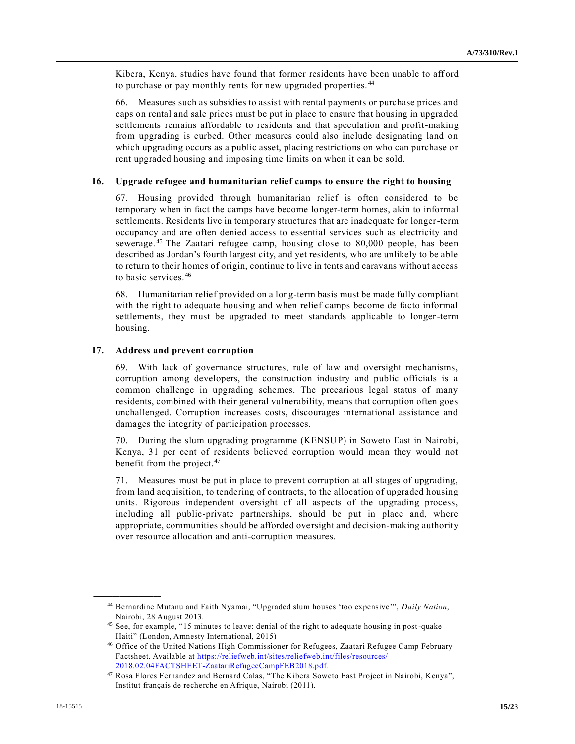Kibera, Kenya, studies have found that former residents have been unable to afford to purchase or pay monthly rents for new upgraded properties.[44]

66. Measures such as subsidies to assist with rental payments or purchase prices and caps on rental and sale prices must be put in place to ensure that housing in upgraded settlements remains affordable to residents and that speculation and profit-making from upgrading is curbed. Other measures could also include designating land on which upgrading occurs as a public asset, placing restrictions on who can purchase or rent upgraded housing and imposing time limits on when it can be sold.

### 16. Upgrade refugee and humanitarian relief camps to ensure the right to housing

67. Housing provided through humanitarian relief is often considered to be temporary when in fact the camps have become longer-term homes, akin to informal settlements. Residents live in temporary structures that are inadequate for longer-term occupancy and are often denied access to essential services such as electricity and sewerage.[45] The Zaatari refugee camp, housing close to 80,000 people, has been described as Jordan's fourth largest city, and yet residents, who are unlikely to be able to return to their homes of origin, continue to live in tents and caravans without access to basic services.[46]

68. Humanitarian relief provided on a long-term basis must be made fully compliant with the right to adequate housing and when relief camps become de facto informal settlements, they must be upgraded to meet standards applicable to longer-term housing.

### 17. Address and prevent corruption

69. With lack of governance structures, rule of law and oversight mechanisms, corruption among developers, the construction industry and public officials is a common challenge in upgrading schemes. The precarious legal status of many residents, combined with their general vulnerability, means that corruption often goes unchallenged. Corruption increases costs, discourages international assistance and damages the integrity of participation processes.

70. During the slum upgrading programme (KENSUP) in Soweto East in Nairobi, Kenya, 31 per cent of residents believed corruption would mean they would not benefit from the project.[47]

71. Measures must be put in place to prevent corruption at all stages of upgrading, from land acquisition, to tendering of contracts, to the allocation of upgraded housing units. Rigorous independent oversight of all aspects of the upgrading process, including all public-private partnerships, should be put in place and, where appropriate, communities should be afforded oversight and decision-making authority over resource allocation and anti-corruption measures.

---

[44] Bernardine Mutanu and Faith Nyamai, "Upgraded slum houses 'too expensive'", *Daily Nation*, Nairobi, 28 August 2013.

[45] See, for example, "15 minutes to leave: denial of the right to adequate housing in post-quake Haiti" (London, Amnesty International, 2015)

[46] Office of the United Nations High Commissioner for Refugees, Zaatari Refugee Camp February Factsheet. Available at https://reliefweb.int/sites/reliefweb.int/files/resources/2018.02.04FACTSHEET-ZaatariRefugeeCampFEB2018.pdf.

[47] Rosa Flores Fernandez and Bernard Calas, "The Kibera Soweto East Project in Nairobi, Kenya", Institut français de recherche en Afrique, Nairobi (2011).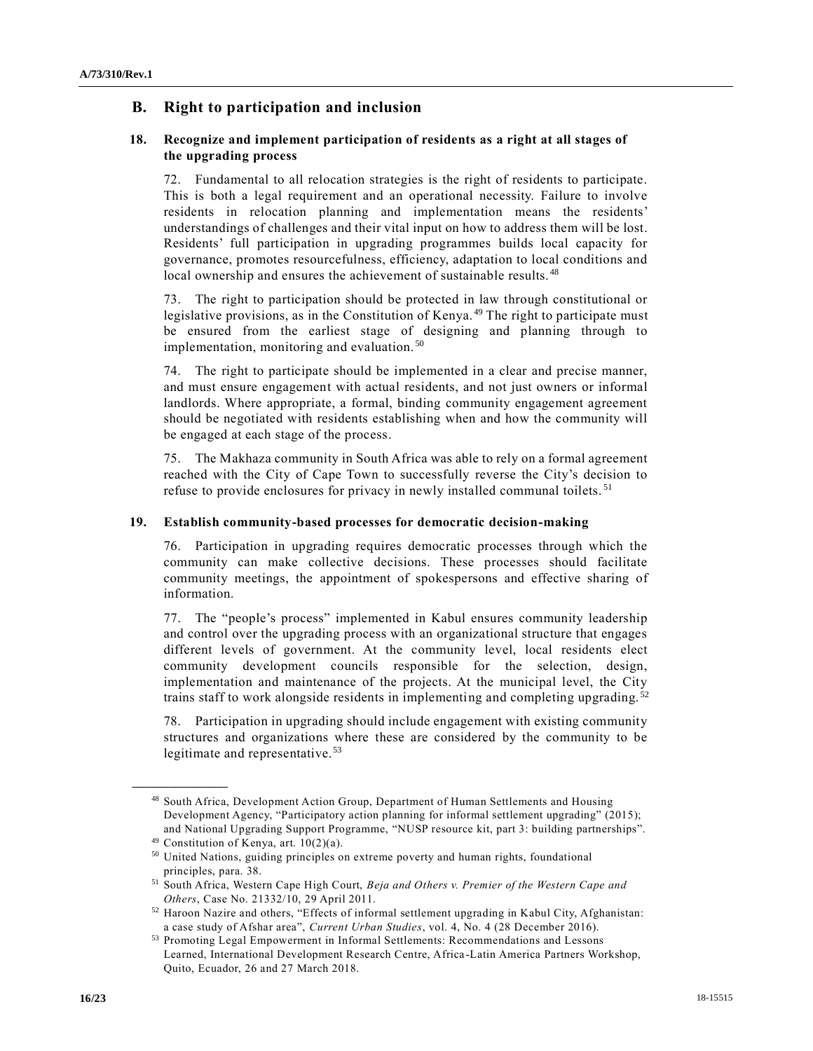## B. Right to participation and inclusion

### 18. Recognize and implement participation of residents as a right at all stages of the upgrading process

72. Fundamental to all relocation strategies is the right of residents to participate. This is both a legal requirement and an operational necessity. Failure to involve residents in relocation planning and implementation means the residents' understandings of challenges and their vital input on how to address them will be lost. Residents' full participation in upgrading programmes builds local capacity for governance, promotes resourcefulness, efficiency, adaptation to local conditions and local ownership and ensures the achievement of sustainable results.[48]

73. The right to participation should be protected in law through constitutional or legislative provisions, as in the Constitution of Kenya.[49] The right to participate must be ensured from the earliest stage of designing and planning through to implementation, monitoring and evaluation.[50]

74. The right to participate should be implemented in a clear and precise manner, and must ensure engagement with actual residents, and not just owners or informal landlords. Where appropriate, a formal, binding community engagement agreement should be negotiated with residents establishing when and how the community will be engaged at each stage of the process.

75. The Makhaza community in South Africa was able to rely on a formal agreement reached with the City of Cape Town to successfully reverse the City's decision to refuse to provide enclosures for privacy in newly installed communal toilets.[51]

### 19. Establish community-based processes for democratic decision-making

76. Participation in upgrading requires democratic processes through which the community can make collective decisions. These processes should facilitate community meetings, the appointment of spokespersons and effective sharing of information.

77. The "people's process" implemented in Kabul ensures community leadership and control over the upgrading process with an organizational structure that engages different levels of government. At the community level, local residents elect community development councils responsible for the selection, design, implementation and maintenance of the projects. At the municipal level, the City trains staff to work alongside residents in implementing and completing upgrading.[52]

78. Participation in upgrading should include engagement with existing community structures and organizations where these are considered by the community to be legitimate and representative.[53]

---

[48] South Africa, Development Action Group, Department of Human Settlements and Housing Development Agency, "Participatory action planning for informal settlement upgrading" (2015); and National Upgrading Support Programme, "NUSP resource kit, part 3: building partnerships".

[49] Constitution of Kenya, art. 10(2)(a).

[50] United Nations, guiding principles on extreme poverty and human rights, foundational principles, para. 38.

[51] South Africa, Western Cape High Court, *Beja and Others v. Premier of the Western Cape and Others*, Case No. 21332/10, 29 April 2011.

[52] Haroon Nazire and others, "Effects of informal settlement upgrading in Kabul City, Afghanistan: a case study of Afshar area", *Current Urban Studies*, vol. 4, No. 4 (28 December 2016).

[53] Promoting Legal Empowerment in Informal Settlements: Recommendations and Lessons Learned, International Development Research Centre, Africa-Latin America Partners Workshop, Quito, Ecuador, 26 and 27 March 2018.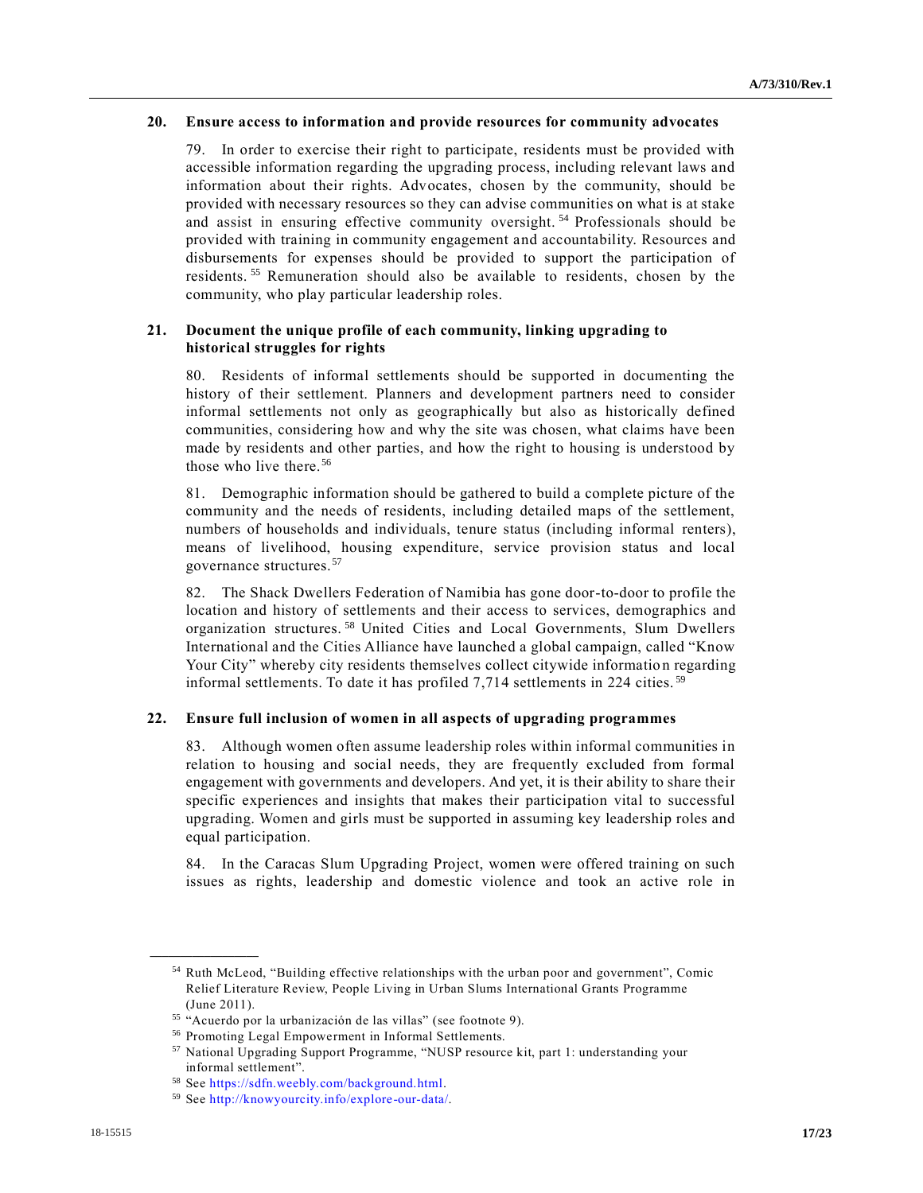### 20. Ensure access to information and provide resources for community advocates

79. In order to exercise their right to participate, residents must be provided with accessible information regarding the upgrading process, including relevant laws and information about their rights. Advocates, chosen by the community, should be provided with necessary resources so they can advise communities on what is at stake and assist in ensuring effective community oversight.[54] Professionals should be provided with training in community engagement and accountability. Resources and disbursements for expenses should be provided to support the participation of residents.[55] Remuneration should also be available to residents, chosen by the community, who play particular leadership roles.

### 21. Document the unique profile of each community, linking upgrading to historical struggles for rights

80. Residents of informal settlements should be supported in documenting the history of their settlement. Planners and development partners need to consider informal settlements not only as geographically but also as historically defined communities, considering how and why the site was chosen, what claims have been made by residents and other parties, and how the right to housing is understood by those who live there.[56]

81. Demographic information should be gathered to build a complete picture of the community and the needs of residents, including detailed maps of the settlement, numbers of households and individuals, tenure status (including informal renters), means of livelihood, housing expenditure, service provision status and local governance structures.[57]

82. The Shack Dwellers Federation of Namibia has gone door-to-door to profile the location and history of settlements and their access to services, demographics and organization structures.[58] United Cities and Local Governments, Slum Dwellers International and the Cities Alliance have launched a global campaign, called "Know Your City" whereby city residents themselves collect citywide information regarding informal settlements. To date it has profiled 7,714 settlements in 224 cities.[59]

### 22. Ensure full inclusion of women in all aspects of upgrading programmes

83. Although women often assume leadership roles within informal communities in relation to housing and social needs, they are frequently excluded from formal engagement with governments and developers. And yet, it is their ability to share their specific experiences and insights that makes their participation vital to successful upgrading. Women and girls must be supported in assuming key leadership roles and equal participation.

84. In the Caracas Slum Upgrading Project, women were offered training on such issues as rights, leadership and domestic violence and took an active role in

---

[54] Ruth McLeod, "Building effective relationships with the urban poor and government", Comic Relief Literature Review, People Living in Urban Slums International Grants Programme (June 2011).

[55] "Acuerdo por la urbanización de las villas" (see footnote 9).

[56] Promoting Legal Empowerment in Informal Settlements.

[57] National Upgrading Support Programme, "NUSP resource kit, part 1: understanding your informal settlement".

[58] See https://sdfn.weebly.com/background.html.

[59] See http://knowyourcity.info/explore-our-data/.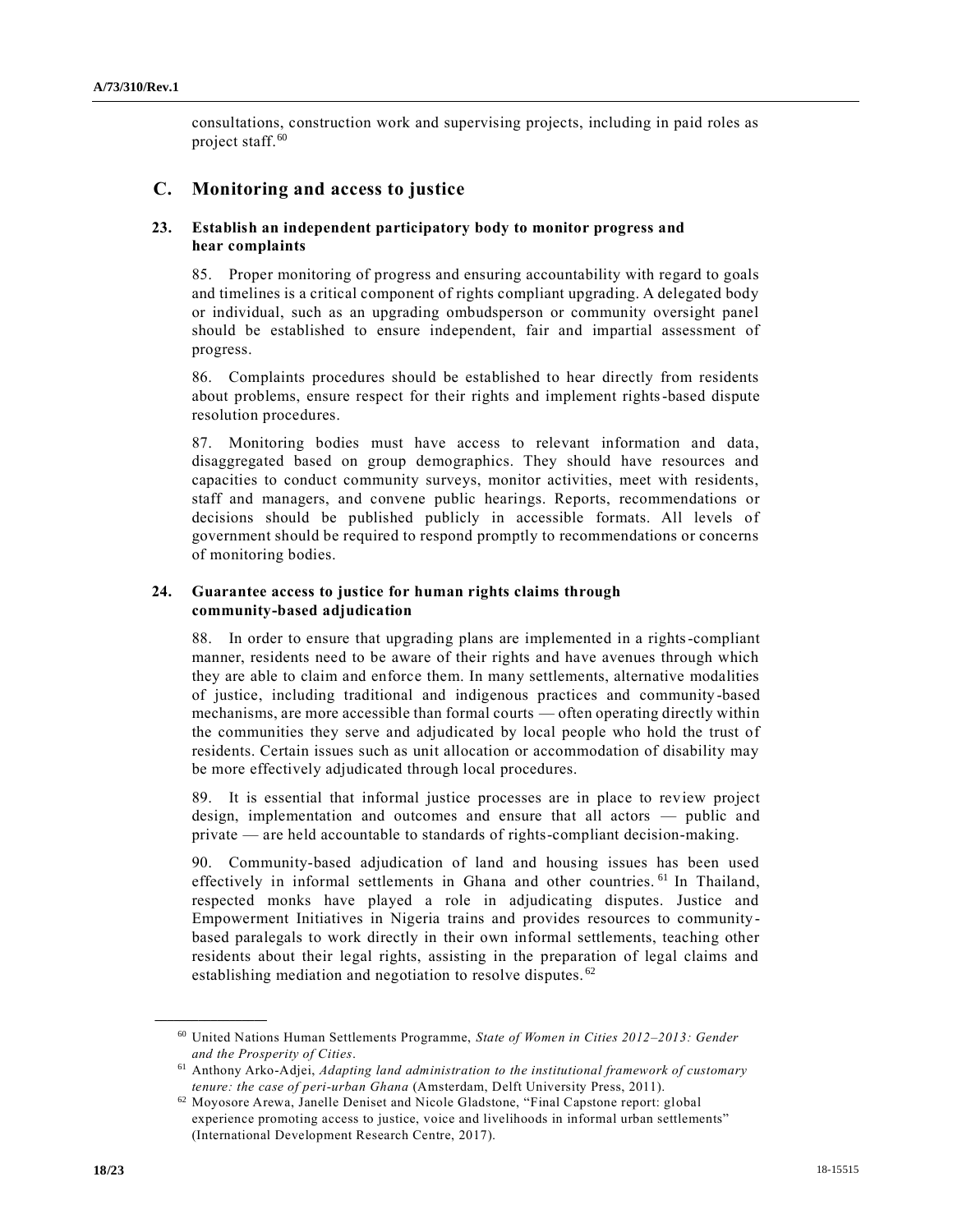consultations, construction work and supervising projects, including in paid roles as project staff.[60]

## C. Monitoring and access to justice

### 23. Establish an independent participatory body to monitor progress and hear complaints

85. Proper monitoring of progress and ensuring accountability with regard to goals and timelines is a critical component of rights compliant upgrading. A delegated body or individual, such as an upgrading ombudsperson or community oversight panel should be established to ensure independent, fair and impartial assessment of progress.

86. Complaints procedures should be established to hear directly from residents about problems, ensure respect for their rights and implement rights-based dispute resolution procedures.

87. Monitoring bodies must have access to relevant information and data, disaggregated based on group demographics. They should have resources and capacities to conduct community surveys, monitor activities, meet with residents, staff and managers, and convene public hearings. Reports, recommendations or decisions should be published publicly in accessible formats. All levels of government should be required to respond promptly to recommendations or concerns of monitoring bodies.

### 24. Guarantee access to justice for human rights claims through community-based adjudication

88. In order to ensure that upgrading plans are implemented in a rights-compliant manner, residents need to be aware of their rights and have avenues through which they are able to claim and enforce them. In many settlements, alternative modalities of justice, including traditional and indigenous practices and community-based mechanisms, are more accessible than formal courts — often operating directly within the communities they serve and adjudicated by local people who hold the trust of residents. Certain issues such as unit allocation or accommodation of disability may be more effectively adjudicated through local procedures.

89. It is essential that informal justice processes are in place to review project design, implementation and outcomes and ensure that all actors — public and private — are held accountable to standards of rights-compliant decision-making.

90. Community-based adjudication of land and housing issues has been used effectively in informal settlements in Ghana and other countries.[61] In Thailand, respected monks have played a role in adjudicating disputes. Justice and Empowerment Initiatives in Nigeria trains and provides resources to community-based paralegals to work directly in their own informal settlements, teaching other residents about their legal rights, assisting in the preparation of legal claims and establishing mediation and negotiation to resolve disputes.[62]

---

[60] United Nations Human Settlements Programme, *State of Women in Cities 2012–2013: Gender and the Prosperity of Cities*.

[61] Anthony Arko-Adjei, *Adapting land administration to the institutional framework of customary tenure: the case of peri-urban Ghana* (Amsterdam, Delft University Press, 2011).

[62] Moyosore Arewa, Janelle Deniset and Nicole Gladstone, "Final Capstone report: global experience promoting access to justice, voice and livelihoods in informal urban settlements" (International Development Research Centre, 2017).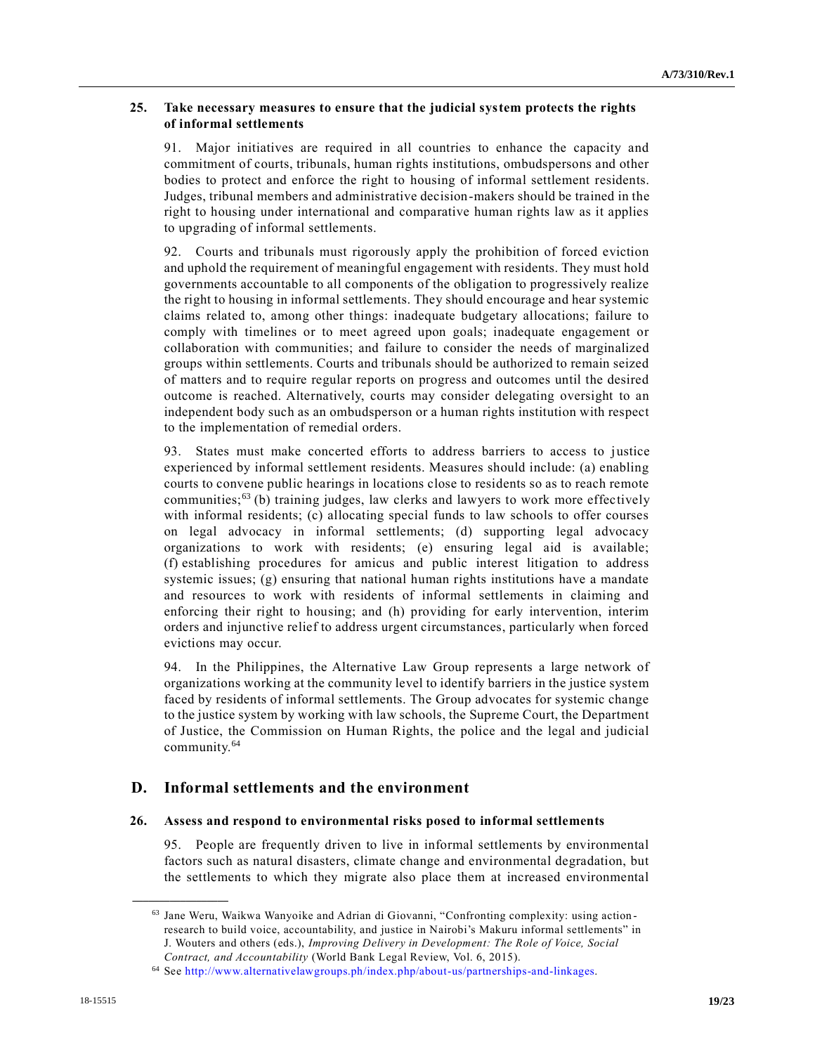### 25. Take necessary measures to ensure that the judicial system protects the rights of informal settlements

91. Major initiatives are required in all countries to enhance the capacity and commitment of courts, tribunals, human rights institutions, ombudspersons and other bodies to protect and enforce the right to housing of informal settlement residents. Judges, tribunal members and administrative decision-makers should be trained in the right to housing under international and comparative human rights law as it applies to upgrading of informal settlements.

92. Courts and tribunals must rigorously apply the prohibition of forced eviction and uphold the requirement of meaningful engagement with residents. They must hold governments accountable to all components of the obligation to progressively realize the right to housing in informal settlements. They should encourage and hear systemic claims related to, among other things: inadequate budgetary allocations; failure to comply with timelines or to meet agreed upon goals; inadequate engagement or collaboration with communities; and failure to consider the needs of marginalized groups within settlements. Courts and tribunals should be authorized to remain seized of matters and to require regular reports on progress and outcomes until the desired outcome is reached. Alternatively, courts may consider delegating oversight to an independent body such as an ombudsperson or a human rights institution with respect to the implementation of remedial orders.

93. States must make concerted efforts to address barriers to access to justice experienced by informal settlement residents. Measures should include: (a) enabling courts to convene public hearings in locations close to residents so as to reach remote communities;[63] (b) training judges, law clerks and lawyers to work more effectively with informal residents; (c) allocating special funds to law schools to offer courses on legal advocacy in informal settlements; (d) supporting legal advocacy organizations to work with residents; (e) ensuring legal aid is available; (f) establishing procedures for amicus and public interest litigation to address systemic issues; (g) ensuring that national human rights institutions have a mandate and resources to work with residents of informal settlements in claiming and enforcing their right to housing; and (h) providing for early intervention, interim orders and injunctive relief to address urgent circumstances, particularly when forced evictions may occur.

94. In the Philippines, the Alternative Law Group represents a large network of organizations working at the community level to identify barriers in the justice system faced by residents of informal settlements. The Group advocates for systemic change to the justice system by working with law schools, the Supreme Court, the Department of Justice, the Commission on Human Rights, the police and the legal and judicial community.[64]

## D. Informal settlements and the environment

### 26. Assess and respond to environmental risks posed to informal settlements

95. People are frequently driven to live in informal settlements by environmental factors such as natural disasters, climate change and environmental degradation, but the settlements to which they migrate also place them at increased environmental

---

[63] Jane Weru, Waikwa Wanyoike and Adrian di Giovanni, "Confronting complexity: using action-research to build voice, accountability, and justice in Nairobi's Makuru informal settlements" in J. Wouters and others (eds.), *Improving Delivery in Development: The Role of Voice, Social Contract, and Accountability* (World Bank Legal Review, Vol. 6, 2015).

[64] See http://www.alternativelawgroups.ph/index.php/about-us/partnerships-and-linkages.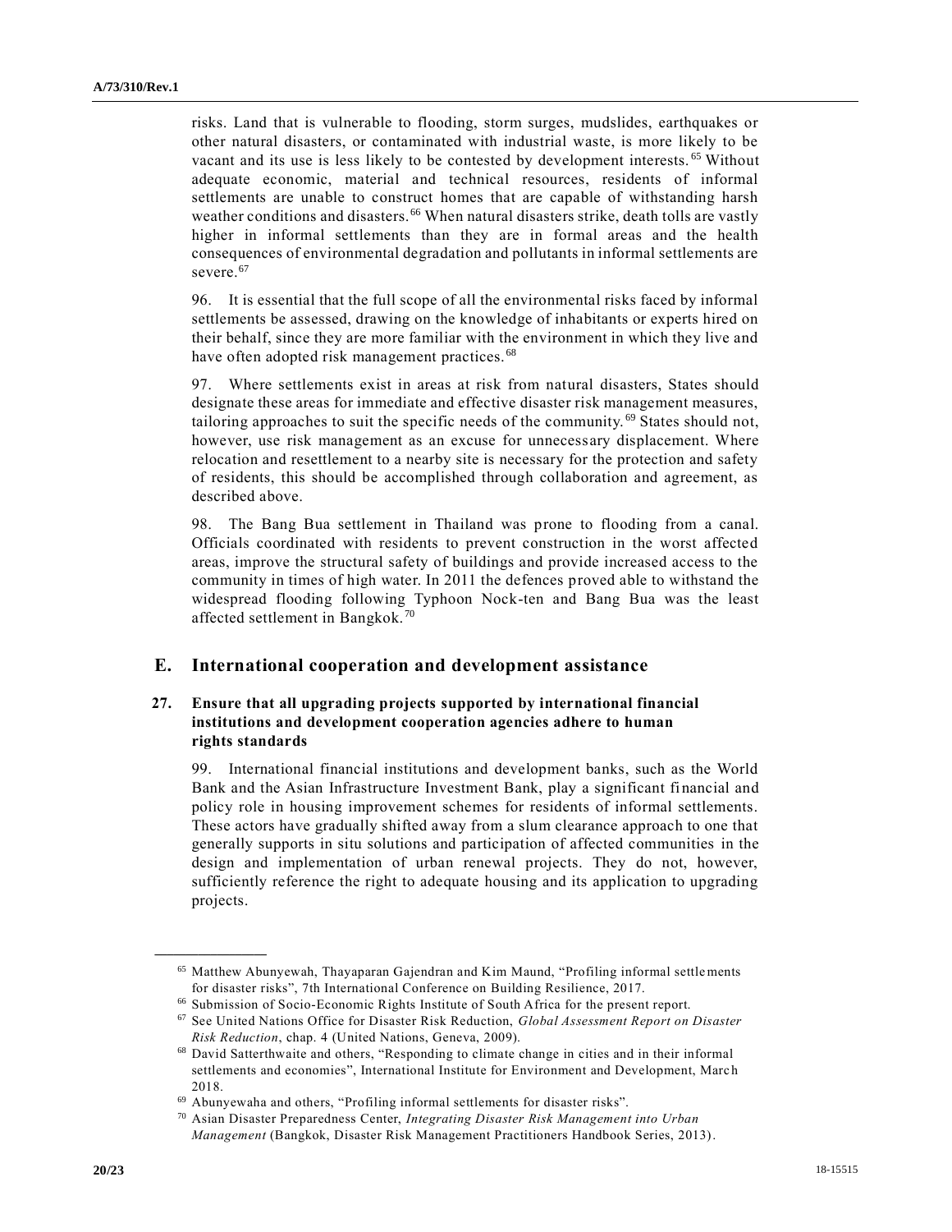risks. Land that is vulnerable to flooding, storm surges, mudslides, earthquakes or other natural disasters, or contaminated with industrial waste, is more likely to be vacant and its use is less likely to be contested by development interests.[65] Without adequate economic, material and technical resources, residents of informal settlements are unable to construct homes that are capable of withstanding harsh weather conditions and disasters.[66] When natural disasters strike, death tolls are vastly higher in informal settlements than they are in formal areas and the health consequences of environmental degradation and pollutants in informal settlements are severe.[67]

96. It is essential that the full scope of all the environmental risks faced by informal settlements be assessed, drawing on the knowledge of inhabitants or experts hired on their behalf, since they are more familiar with the environment in which they live and have often adopted risk management practices.[68]

97. Where settlements exist in areas at risk from natural disasters, States should designate these areas for immediate and effective disaster risk management measures, tailoring approaches to suit the specific needs of the community.[69] States should not, however, use risk management as an excuse for unnecessary displacement. Where relocation and resettlement to a nearby site is necessary for the protection and safety of residents, this should be accomplished through collaboration and agreement, as described above.

98. The Bang Bua settlement in Thailand was prone to flooding from a canal. Officials coordinated with residents to prevent construction in the worst affected areas, improve the structural safety of buildings and provide increased access to the community in times of high water. In 2011 the defences proved able to withstand the widespread flooding following Typhoon Nock-ten and Bang Bua was the least affected settlement in Bangkok.[70]

## E. International cooperation and development assistance

### 27. Ensure that all upgrading projects supported by international financial institutions and development cooperation agencies adhere to human rights standards

99. International financial institutions and development banks, such as the World Bank and the Asian Infrastructure Investment Bank, play a significant financial and policy role in housing improvement schemes for residents of informal settlements. These actors have gradually shifted away from a slum clearance approach to one that generally supports in situ solutions and participation of affected communities in the design and implementation of urban renewal projects. They do not, however, sufficiently reference the right to adequate housing and its application to upgrading projects.

---

[65] Matthew Abunyewah, Thayaparan Gajendran and Kim Maund, "Profiling informal settlements for disaster risks", 7th International Conference on Building Resilience, 2017.

[66] Submission of Socio-Economic Rights Institute of South Africa for the present report.

[67] See United Nations Office for Disaster Risk Reduction, *Global Assessment Report on Disaster Risk Reduction*, chap. 4 (United Nations, Geneva, 2009).

[68] David Satterthwaite and others, "Responding to climate change in cities and in their informal settlements and economies", International Institute for Environment and Development, March 2018.

[69] Abunyewaha and others, "Profiling informal settlements for disaster risks".

[70] Asian Disaster Preparedness Center, *Integrating Disaster Risk Management into Urban Management* (Bangkok, Disaster Risk Management Practitioners Handbook Series, 2013).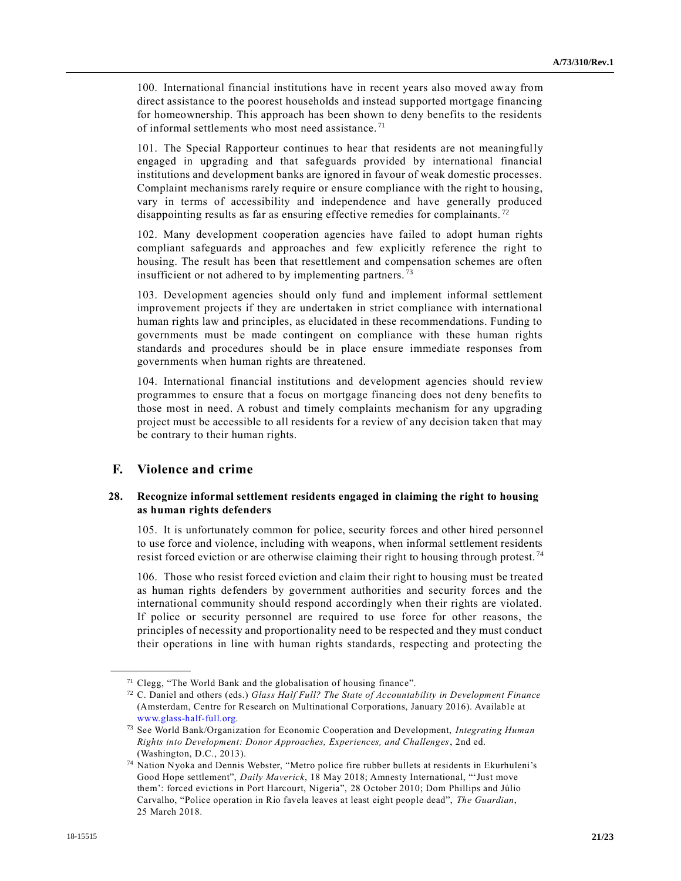100. International financial institutions have in recent years also moved away from direct assistance to the poorest households and instead supported mortgage financing for homeownership. This approach has been shown to deny benefits to the residents of informal settlements who most need assistance.[71]

101. The Special Rapporteur continues to hear that residents are not meaningfully engaged in upgrading and that safeguards provided by international financial institutions and development banks are ignored in favour of weak domestic processes. Complaint mechanisms rarely require or ensure compliance with the right to housing, vary in terms of accessibility and independence and have generally produced disappointing results as far as ensuring effective remedies for complainants.[72]

102. Many development cooperation agencies have failed to adopt human rights compliant safeguards and approaches and few explicitly reference the right to housing. The result has been that resettlement and compensation schemes are often insufficient or not adhered to by implementing partners.[73]

103. Development agencies should only fund and implement informal settlement improvement projects if they are undertaken in strict compliance with international human rights law and principles, as elucidated in these recommendations. Funding to governments must be made contingent on compliance with these human rights standards and procedures should be in place ensure immediate responses from governments when human rights are threatened.

104. International financial institutions and development agencies should review programmes to ensure that a focus on mortgage financing does not deny benefits to those most in need. A robust and timely complaints mechanism for any upgrading project must be accessible to all residents for a review of any decision taken that may be contrary to their human rights.

## F. Violence and crime

### 28. Recognize informal settlement residents engaged in claiming the right to housing as human rights defenders

105. It is unfortunately common for police, security forces and other hired personnel to use force and violence, including with weapons, when informal settlement residents resist forced eviction or are otherwise claiming their right to housing through protest.[74]

106. Those who resist forced eviction and claim their right to housing must be treated as human rights defenders by government authorities and security forces and the international community should respond accordingly when their rights are violated. If police or security personnel are required to use force for other reasons, the principles of necessity and proportionality need to be respected and they must conduct their operations in line with human rights standards, respecting and protecting the

---

[71] Clegg, "The World Bank and the globalisation of housing finance".

[72] C. Daniel and others (eds.) *Glass Half Full? The State of Accountability in Development Finance* (Amsterdam, Centre for Research on Multinational Corporations, January 2016). Available at www.glass-half-full.org.

[73] See World Bank/Organization for Economic Cooperation and Development, *Integrating Human Rights into Development: Donor Approaches, Experiences, and Challenges*, 2nd ed. (Washington, D.C., 2013).

[74] Nation Nyoka and Dennis Webster, "Metro police fire rubber bullets at residents in Ekurhuleni's Good Hope settlement", *Daily Maverick*, 18 May 2018; Amnesty International, "'Just move them': forced evictions in Port Harcourt, Nigeria", 28 October 2010; Dom Phillips and Júlio Carvalho, "Police operation in Rio favela leaves at least eight people dead", *The Guardian*, 25 March 2018.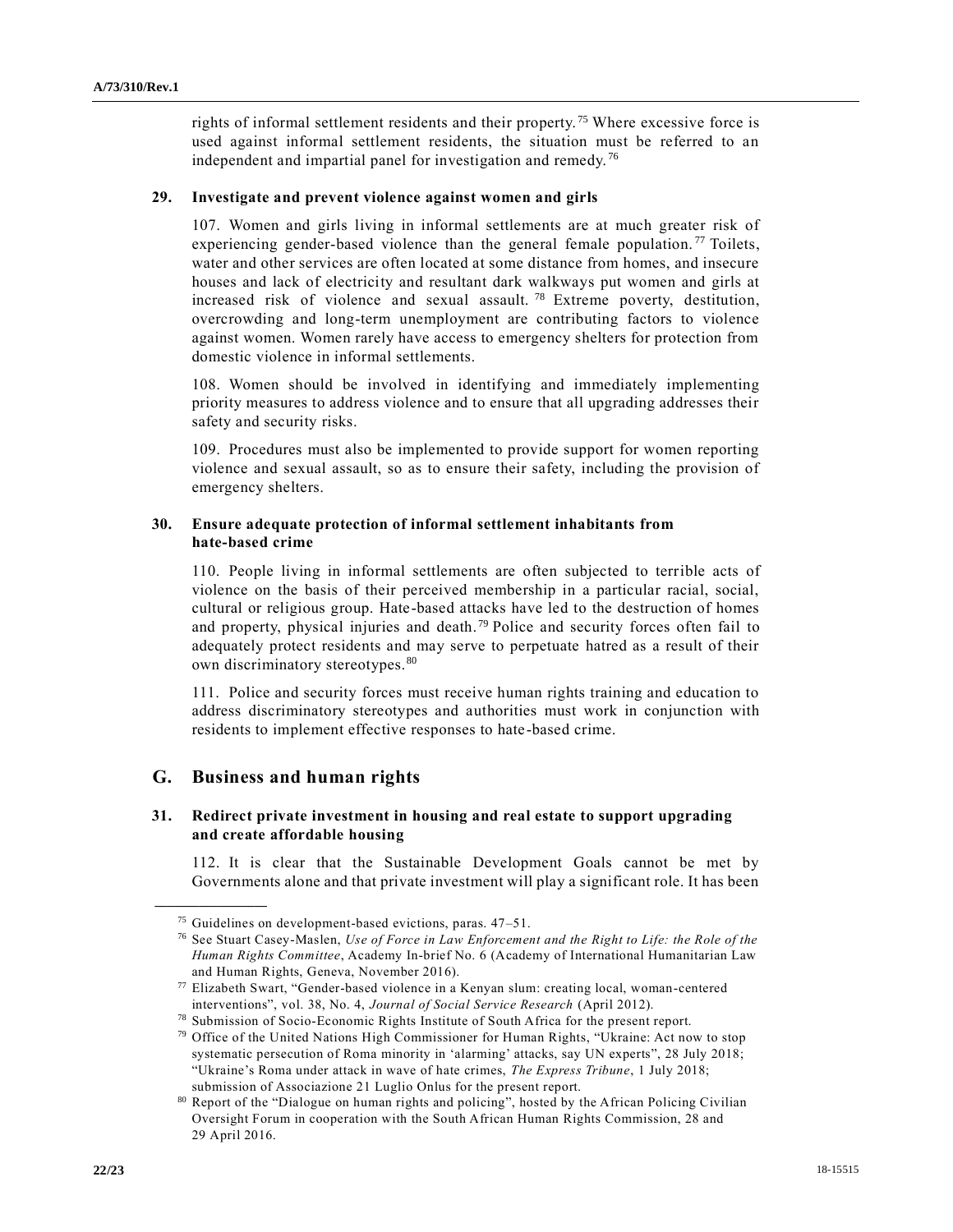rights of informal settlement residents and their property.[75] Where excessive force is used against informal settlement residents, the situation must be referred to an independent and impartial panel for investigation and remedy.[76]

### 29. Investigate and prevent violence against women and girls

107. Women and girls living in informal settlements are at much greater risk of experiencing gender-based violence than the general female population.[77] Toilets, water and other services are often located at some distance from homes, and insecure houses and lack of electricity and resultant dark walkways put women and girls at increased risk of violence and sexual assault.[78] Extreme poverty, destitution, overcrowding and long-term unemployment are contributing factors to violence against women. Women rarely have access to emergency shelters for protection from domestic violence in informal settlements.

108. Women should be involved in identifying and immediately implementing priority measures to address violence and to ensure that all upgrading addresses their safety and security risks.

109. Procedures must also be implemented to provide support for women reporting violence and sexual assault, so as to ensure their safety, including the provision of emergency shelters.

### 30. Ensure adequate protection of informal settlement inhabitants from hate-based crime

110. People living in informal settlements are often subjected to terrible acts of violence on the basis of their perceived membership in a particular racial, social, cultural or religious group. Hate-based attacks have led to the destruction of homes and property, physical injuries and death.[79] Police and security forces often fail to adequately protect residents and may serve to perpetuate hatred as a result of their own discriminatory stereotypes.[80]

111. Police and security forces must receive human rights training and education to address discriminatory stereotypes and authorities must work in conjunction with residents to implement effective responses to hate-based crime.

## G. Business and human rights

### 31. Redirect private investment in housing and real estate to support upgrading and create affordable housing

112. It is clear that the Sustainable Development Goals cannot be met by Governments alone and that private investment will play a significant role. It has been

---

[75] Guidelines on development-based evictions, paras. 47–51.

[76] See Stuart Casey-Maslen, *Use of Force in Law Enforcement and the Right to Life: the Role of the Human Rights Committee*, Academy In-brief No. 6 (Academy of International Humanitarian Law and Human Rights, Geneva, November 2016).

[77] Elizabeth Swart, "Gender-based violence in a Kenyan slum: creating local, woman-centered interventions", vol. 38, No. 4, *Journal of Social Service Research* (April 2012).

[78] Submission of Socio-Economic Rights Institute of South Africa for the present report.

[79] Office of the United Nations High Commissioner for Human Rights, "Ukraine: Act now to stop systematic persecution of Roma minority in 'alarming' attacks, say UN experts", 28 July 2018; "Ukraine's Roma under attack in wave of hate crimes, *The Express Tribune*, 1 July 2018; submission of Associazione 21 Luglio Onlus for the present report.

[80] Report of the "Dialogue on human rights and policing", hosted by the African Policing Civilian Oversight Forum in cooperation with the South African Human Rights Commission, 28 and 29 April 2016.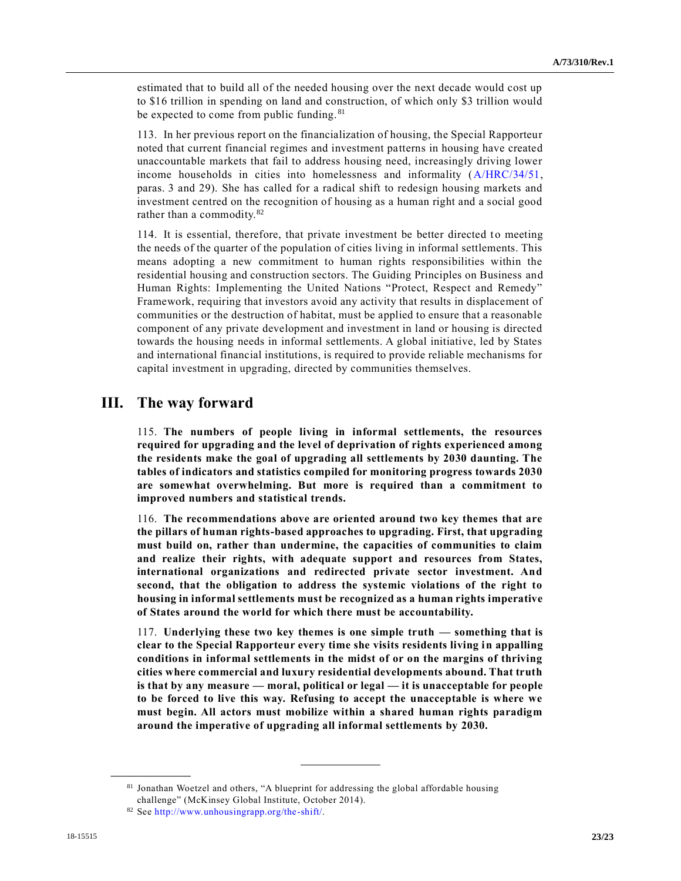estimated that to build all of the needed housing over the next decade would cost up to $16 trillion in spending on land and construction, of which only $3 trillion would be expected to come from public funding.[81]

113. In her previous report on the financialization of housing, the Special Rapporteur noted that current financial regimes and investment patterns in housing have created unaccountable markets that fail to address housing need, increasingly driving lower income households in cities into homelessness and informality (A/HRC/34/51, paras. 3 and 29). She has called for a radical shift to redesign housing markets and investment centred on the recognition of housing as a human right and a social good rather than a commodity.[82]

114. It is essential, therefore, that private investment be better directed to meeting the needs of the quarter of the population of cities living in informal settlements. This means adopting a new commitment to human rights responsibilities within the residential housing and construction sectors. The Guiding Principles on Business and Human Rights: Implementing the United Nations "Protect, Respect and Remedy" Framework, requiring that investors avoid any activity that results in displacement of communities or the destruction of habitat, must be applied to ensure that a reasonable component of any private development and investment in land or housing is directed towards the housing needs in informal settlements. A global initiative, led by States and international financial institutions, is required to provide reliable mechanisms for capital investment in upgrading, directed by communities themselves.

# III. The way forward

115. **The numbers of people living in informal settlements, the resources required for upgrading and the level of deprivation of rights experienced among the residents make the goal of upgrading all settlements by 2030 daunting. The tables of indicators and statistics compiled for monitoring progress towards 2030 are somewhat overwhelming. But more is required than a commitment to improved numbers and statistical trends.**

116. **The recommendations above are oriented around two key themes that are the pillars of human rights-based approaches to upgrading. First, that upgrading must build on, rather than undermine, the capacities of communities to claim and realize their rights, with adequate support and resources from States, international organizations and redirected private sector investment. And second, that the obligation to address the systemic violations of the right to housing in informal settlements must be recognized as a human rights imperative of States around the world for which there must be accountability.**

117. **Underlying these two key themes is one simple truth — something that is clear to the Special Rapporteur every time she visits residents living in appalling conditions in informal settlements in the midst of or on the margins of thriving cities where commercial and luxury residential developments abound. That truth is that by any measure — moral, political or legal — it is unacceptable for people to be forced to live this way. Refusing to accept the unacceptable is where we must begin. All actors must mobilize within a shared human rights paradigm around the imperative of upgrading all informal settlements by 2030.**

---

[81] Jonathan Woetzel and others, "A blueprint for addressing the global affordable housing challenge" (McKinsey Global Institute, October 2014).

[82] See http://www.unhousingrapp.org/the-shift/.